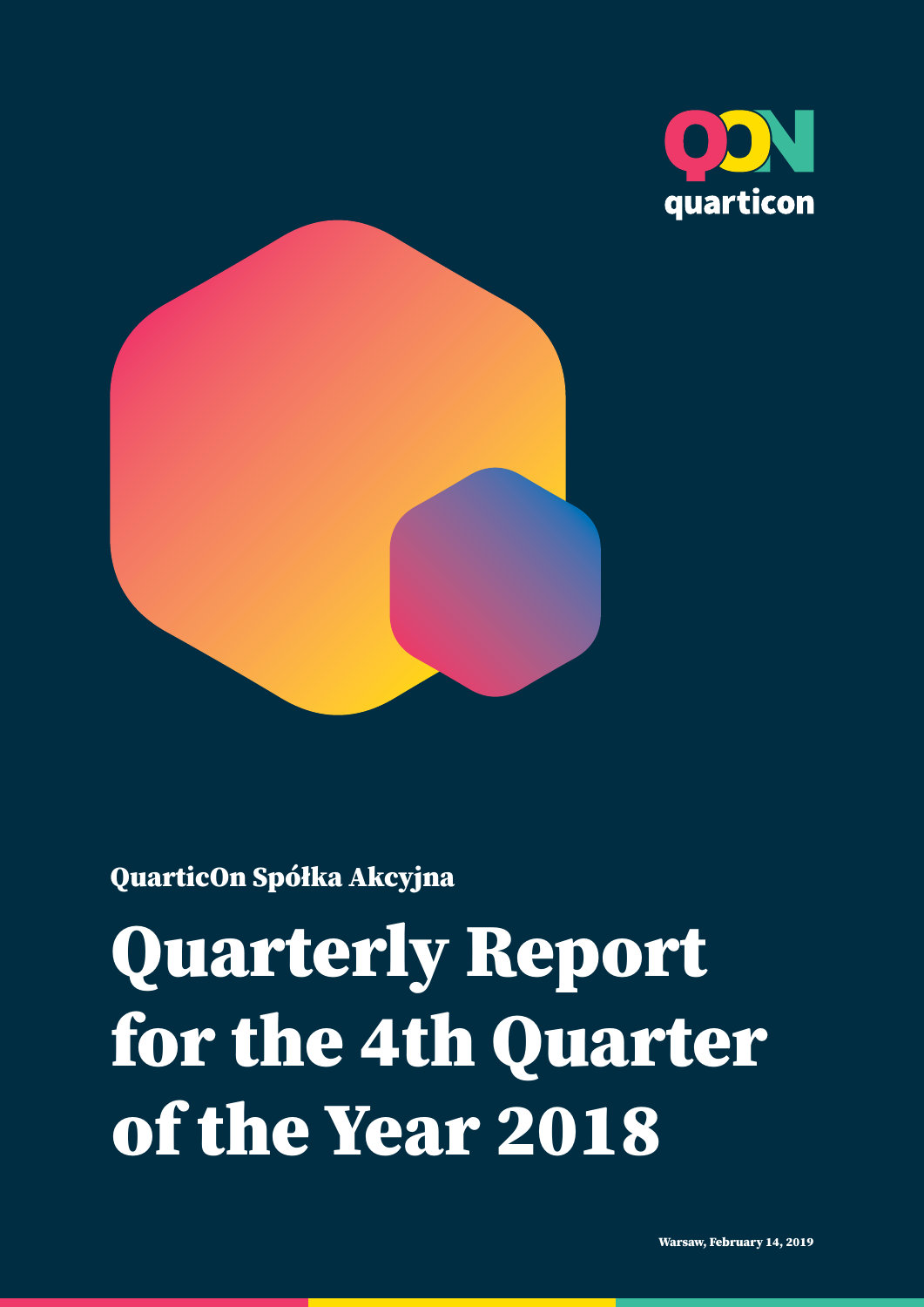quarticon

QuarticOn Spółka Akcyjna

# Quarterly Report for the 4th Quarter of the Year 2018

Warsaw, February 14, 2019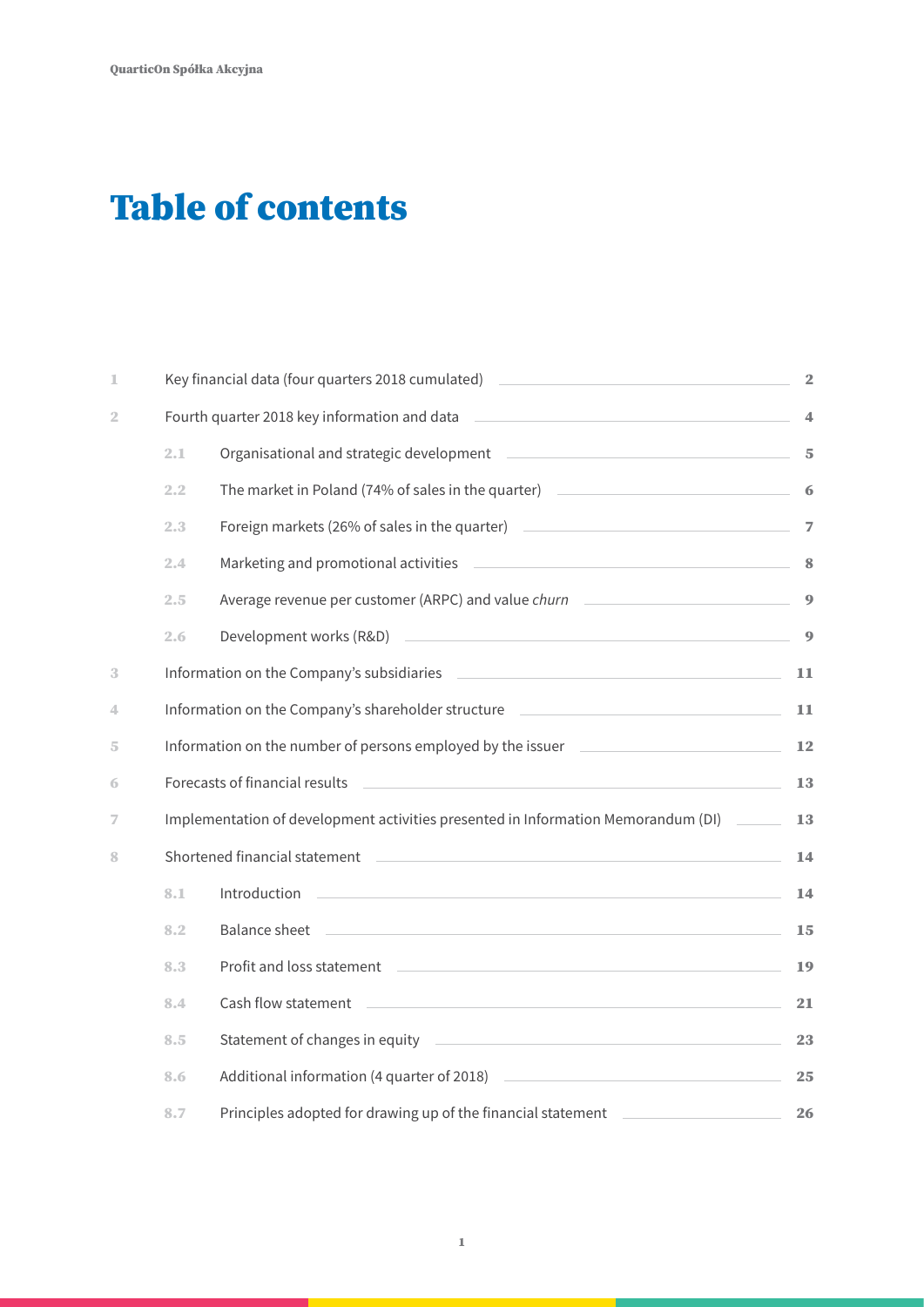# Table of contents

| | | | |
|---|---|---|---|
| 1 | Key financial data (four quarters 2018 cumulated) | | 2 |
| 2 | Fourth quarter 2018 key information and data | | 4 |
| | 2.1 | Organisational and strategic development | 5 |
| | 2.2 | The market in Poland (74% of sales in the quarter) | 6 |
| | 2.3 | Foreign markets (26% of sales in the quarter) | 7 |
| | 2.4 | Marketing and promotional activities | 8 |
| | 2.5 | Average revenue per customer (ARPC) and value *churn* | 9 |
| | 2.6 | Development works (R&D) | 9 |
| 3 | Information on the Company's subsidiaries | | 11 |
| 4 | Information on the Company's shareholder structure | | 11 |
| 5 | Information on the number of persons employed by the issuer | | 12 |
| 6 | Forecasts of financial results | | 13 |
| 7 | Implementation of development activities presented in Information Memorandum (DI) | | 13 |
| 8 | Shortened financial statement | | 14 |
| | 8.1 | Introduction | 14 |
| | 8.2 | Balance sheet | 15 |
| | 8.3 | Profit and loss statement | 19 |
| | 8.4 | Cash flow statement | 21 |
| | 8.5 | Statement of changes in equity | 23 |
| | 8.6 | Additional information (4 quarter of 2018) | 25 |
| | 8.7 | Principles adopted for drawing up of the financial statement | 26 |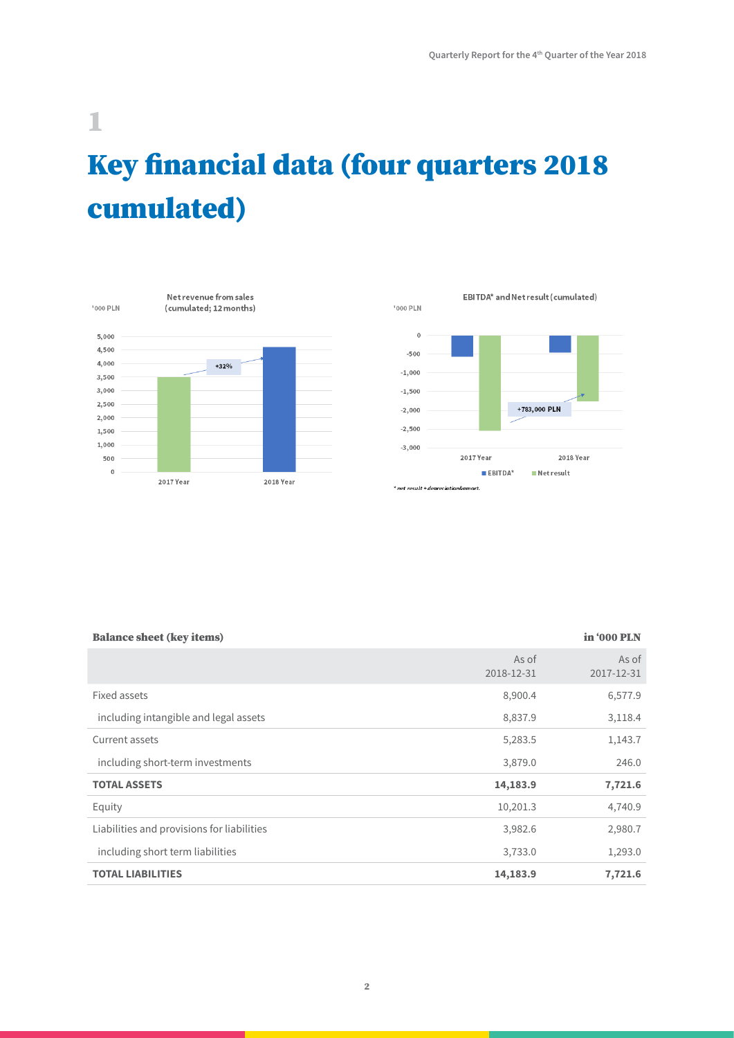# 1

# Key financial data (four quarters 2018 cumulated)

'000 PLN

Net revenue from sales (cumulated; 12 months)

+32%

2017 Year

2018 Year

EBITDA* and Net result (cumulated)

'000 PLN

+783,000 PLN

2017 Year

2018 Year

EBITDA* Net result

* net result + depreciation&amort.

| Balance sheet (key items) | | in '000 PLN |
|---|---|---|
| | As of 2018-12-31 | As of 2017-12-31 |
| Fixed assets | 8,900.4 | 6,577.9 |
| including intangible and legal assets | 8,837.9 | 3,118.4 |
| Current assets | 5,283.5 | 1,143.7 |
| including short-term investments | 3,879.0 | 246.0 |
| **TOTAL ASSETS** | **14,183.9** | **7,721.6** |
| Equity | 10,201.3 | 4,740.9 |
| Liabilities and provisions for liabilities | 3,982.6 | 2,980.7 |
| including short term liabilities | 3,733.0 | 1,293.0 |
| **TOTAL LIABILITIES** | **14,183.9** | **7,721.6** |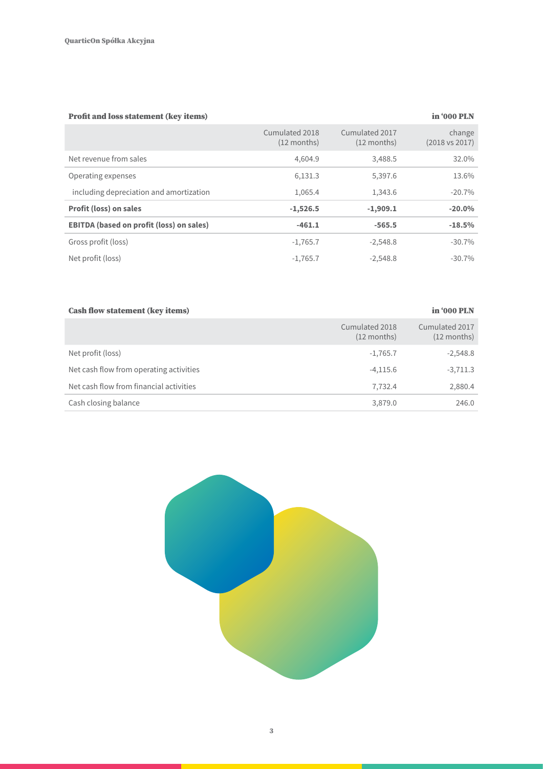**Profit and loss statement (key items)** — in '000 PLN

| | Cumulated 2018 (12 months) | Cumulated 2017 (12 months) | change (2018 vs 2017) |
|---|---|---|---|
| Net revenue from sales | 4,604.9 | 3,488.5 | 32.0% |
| Operating expenses | 6,131.3 | 5,397.6 | 13.6% |
| including depreciation and amortization | 1,065.4 | 1,343.6 | -20.7% |
| **Profit (loss) on sales** | **-1,526.5** | **-1,909.1** | **-20.0%** |
| **EBITDA (based on profit (loss) on sales)** | **-461.1** | **-565.5** | **-18.5%** |
| Gross profit (loss) | -1,765.7 | -2,548.8 | -30.7% |
| Net profit (loss) | -1,765.7 | -2,548.8 | -30.7% |

**Cash flow statement (key items)** — in '000 PLN

| | Cumulated 2018 (12 months) | Cumulated 2017 (12 months) |
|---|---|---|
| Net profit (loss) | -1,765.7 | -2,548.8 |
| Net cash flow from operating activities | -4,115.6 | -3,711.3 |
| Net cash flow from financial activities | 7,732.4 | 2,880.4 |
| Cash closing balance | 3,879.0 | 246.0 |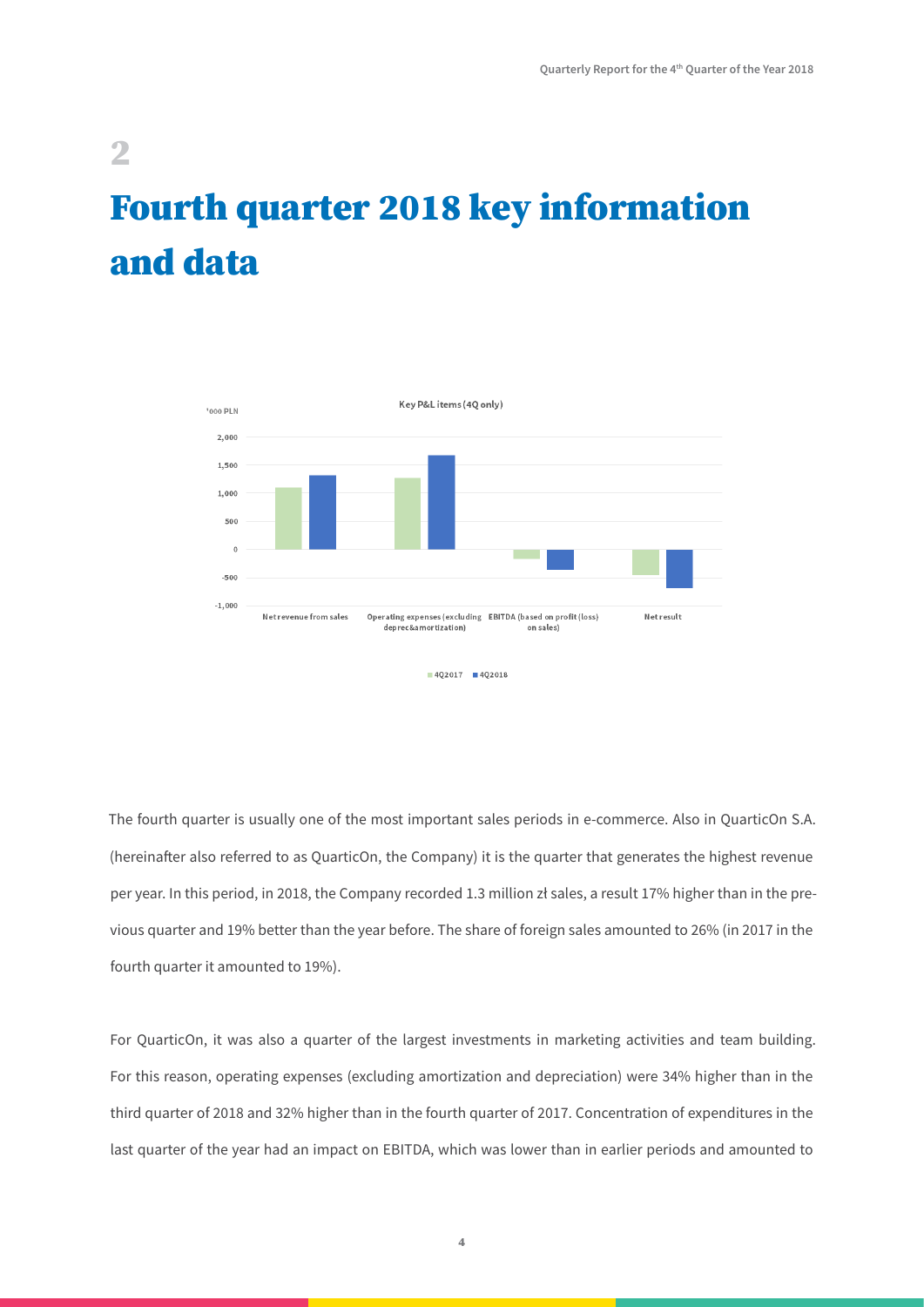# 2

# Fourth quarter 2018 key information and data

The fourth quarter is usually one of the most important sales periods in e-commerce. Also in QuarticOn S.A. (hereinafter also referred to as QuarticOn, the Company) it is the quarter that generates the highest revenue per year. In this period, in 2018, the Company recorded 1.3 million zł sales, a result 17% higher than in the previous quarter and 19% better than the year before. The share of foreign sales amounted to 26% (in 2017 in the fourth quarter it amounted to 19%).

For QuarticOn, it was also a quarter of the largest investments in marketing activities and team building. For this reason, operating expenses (excluding amortization and depreciation) were 34% higher than in the third quarter of 2018 and 32% higher than in the fourth quarter of 2017. Concentration of expenditures in the last quarter of the year had an impact on EBITDA, which was lower than in earlier periods and amounted to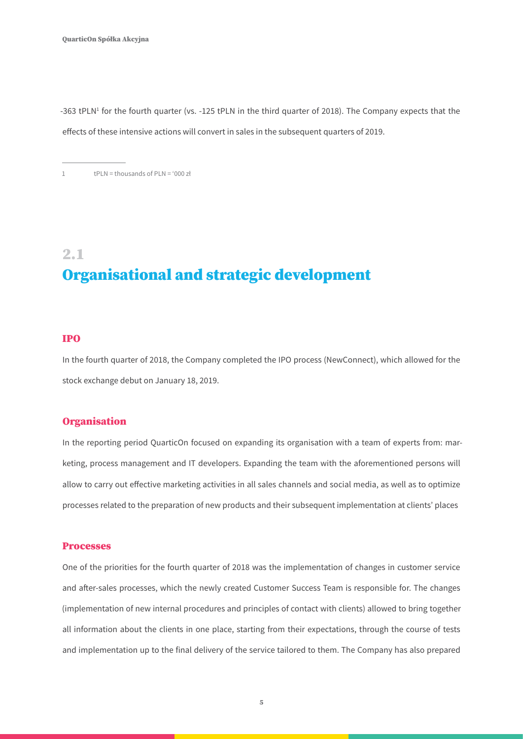-363 tPLN[1] for the fourth quarter (vs. -125 tPLN in the third quarter of 2018). The Company expects that the effects of these intensive actions will convert in sales in the subsequent quarters of 2019.

1 tPLN = thousands of PLN = '000 zł

## 2.1 Organisational and strategic development

### IPO

In the fourth quarter of 2018, the Company completed the IPO process (NewConnect), which allowed for the stock exchange debut on January 18, 2019.

### Organisation

In the reporting period QuarticOn focused on expanding its organisation with a team of experts from: marketing, process management and IT developers. Expanding the team with the aforementioned persons will allow to carry out effective marketing activities in all sales channels and social media, as well as to optimize processes related to the preparation of new products and their subsequent implementation at clients' places

### Processes

One of the priorities for the fourth quarter of 2018 was the implementation of changes in customer service and after-sales processes, which the newly created Customer Success Team is responsible for. The changes (implementation of new internal procedures and principles of contact with clients) allowed to bring together all information about the clients in one place, starting from their expectations, through the course of tests and implementation up to the final delivery of the service tailored to them. The Company has also prepared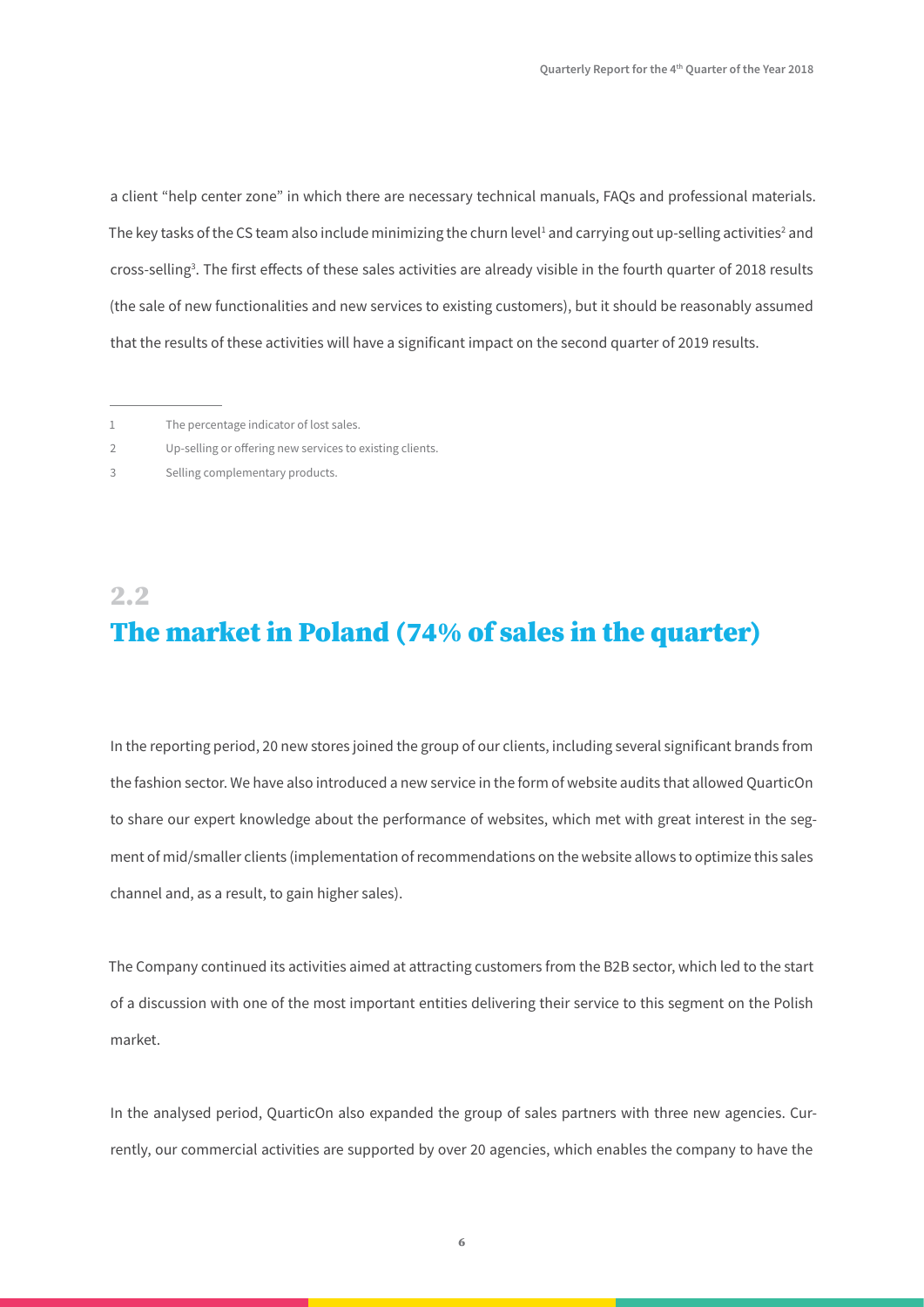a client "help center zone" in which there are necessary technical manuals, FAQs and professional materials. The key tasks of the CS team also include minimizing the churn level[1] and carrying out up-selling activities[2] and cross-selling[3]. The first effects of these sales activities are already visible in the fourth quarter of 2018 results (the sale of new functionalities and new services to existing customers), but it should be reasonably assumed that the results of these activities will have a significant impact on the second quarter of 2019 results.

---

1 The percentage indicator of lost sales.

2 Up-selling or offering new services to existing clients.

3 Selling complementary products.

## 2.2 The market in Poland (74% of sales in the quarter)

In the reporting period, 20 new stores joined the group of our clients, including several significant brands from the fashion sector. We have also introduced a new service in the form of website audits that allowed QuarticOn to share our expert knowledge about the performance of websites, which met with great interest in the segment of mid/smaller clients (implementation of recommendations on the website allows to optimize this sales channel and, as a result, to gain higher sales).

The Company continued its activities aimed at attracting customers from the B2B sector, which led to the start of a discussion with one of the most important entities delivering their service to this segment on the Polish market.

In the analysed period, QuarticOn also expanded the group of sales partners with three new agencies. Currently, our commercial activities are supported by over 20 agencies, which enables the company to have the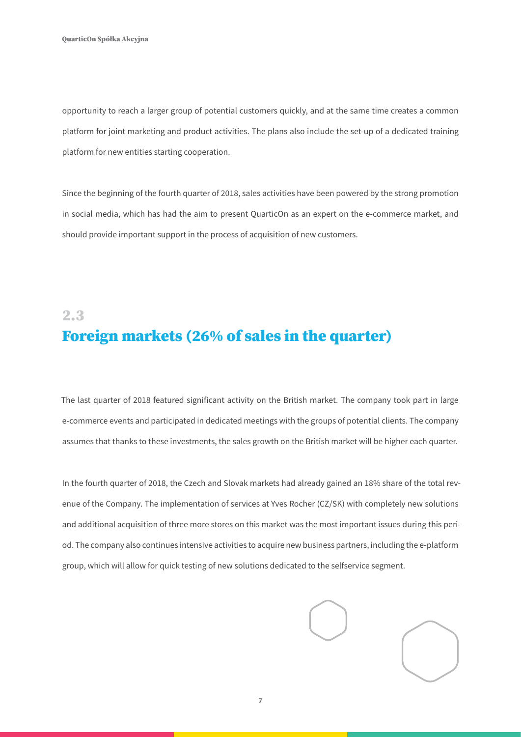opportunity to reach a larger group of potential customers quickly, and at the same time creates a common platform for joint marketing and product activities. The plans also include the set-up of a dedicated training platform for new entities starting cooperation.

Since the beginning of the fourth quarter of 2018, sales activities have been powered by the strong promotion in social media, which has had the aim to present QuarticOn as an expert on the e-commerce market, and should provide important support in the process of acquisition of new customers.

## 2.3 Foreign markets (26% of sales in the quarter)

The last quarter of 2018 featured significant activity on the British market. The company took part in large e-commerce events and participated in dedicated meetings with the groups of potential clients. The company assumes that thanks to these investments, the sales growth on the British market will be higher each quarter.

In the fourth quarter of 2018, the Czech and Slovak markets had already gained an 18% share of the total revenue of the Company. The implementation of services at Yves Rocher (CZ/SK) with completely new solutions and additional acquisition of three more stores on this market was the most important issues during this period. The company also continues intensive activities to acquire new business partners, including the e-platform group, which will allow for quick testing of new solutions dedicated to the selfservice segment.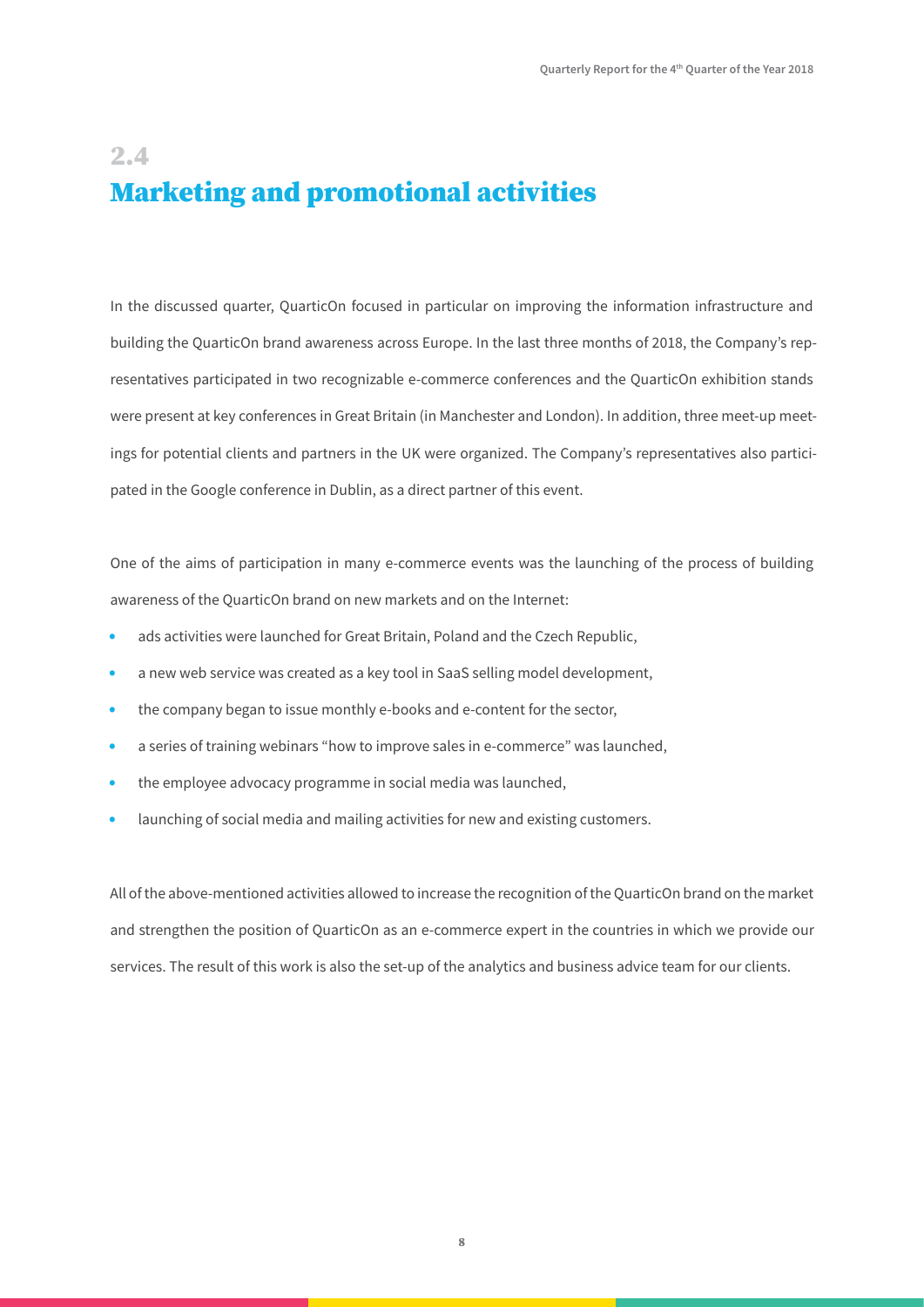## 2.4 Marketing and promotional activities

In the discussed quarter, QuarticOn focused in particular on improving the information infrastructure and building the QuarticOn brand awareness across Europe. In the last three months of 2018, the Company's representatives participated in two recognizable e-commerce conferences and the QuarticOn exhibition stands were present at key conferences in Great Britain (in Manchester and London). In addition, three meet-up meetings for potential clients and partners in the UK were organized. The Company's representatives also participated in the Google conference in Dublin, as a direct partner of this event.

One of the aims of participation in many e-commerce events was the launching of the process of building awareness of the QuarticOn brand on new markets and on the Internet:

- ads activities were launched for Great Britain, Poland and the Czech Republic,
- a new web service was created as a key tool in SaaS selling model development,
- the company began to issue monthly e-books and e-content for the sector,
- a series of training webinars "how to improve sales in e-commerce" was launched,
- the employee advocacy programme in social media was launched,
- launching of social media and mailing activities for new and existing customers.

All of the above-mentioned activities allowed to increase the recognition of the QuarticOn brand on the market and strengthen the position of QuarticOn as an e-commerce expert in the countries in which we provide our services. The result of this work is also the set-up of the analytics and business advice team for our clients.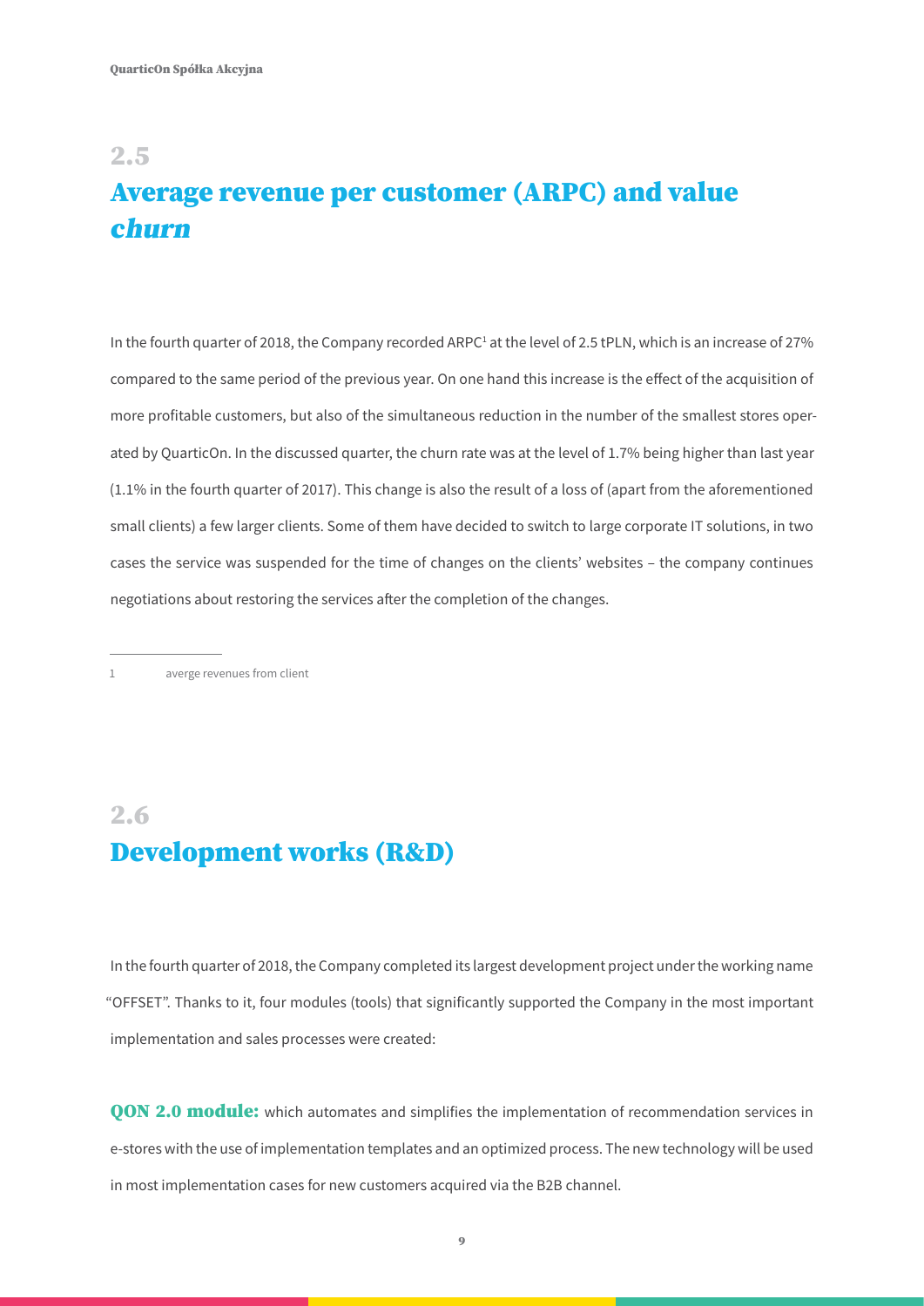## 2.5

## Average revenue per customer (ARPC) and value *churn*

In the fourth quarter of 2018, the Company recorded ARPC[1] at the level of 2.5 tPLN, which is an increase of 27% compared to the same period of the previous year. On one hand this increase is the effect of the acquisition of more profitable customers, but also of the simultaneous reduction in the number of the smallest stores operated by QuarticOn. In the discussed quarter, the churn rate was at the level of 1.7% being higher than last year (1.1% in the fourth quarter of 2017). This change is also the result of a loss of (apart from the aforementioned small clients) a few larger clients. Some of them have decided to switch to large corporate IT solutions, in two cases the service was suspended for the time of changes on the clients' websites – the company continues negotiations about restoring the services after the completion of the changes.

---

1 averge revenues from client

## 2.6

## Development works (R&D)

In the fourth quarter of 2018, the Company completed its largest development project under the working name "OFFSET". Thanks to it, four modules (tools) that significantly supported the Company in the most important implementation and sales processes were created:

**QON 2.0 module:** which automates and simplifies the implementation of recommendation services in e-stores with the use of implementation templates and an optimized process. The new technology will be used in most implementation cases for new customers acquired via the B2B channel.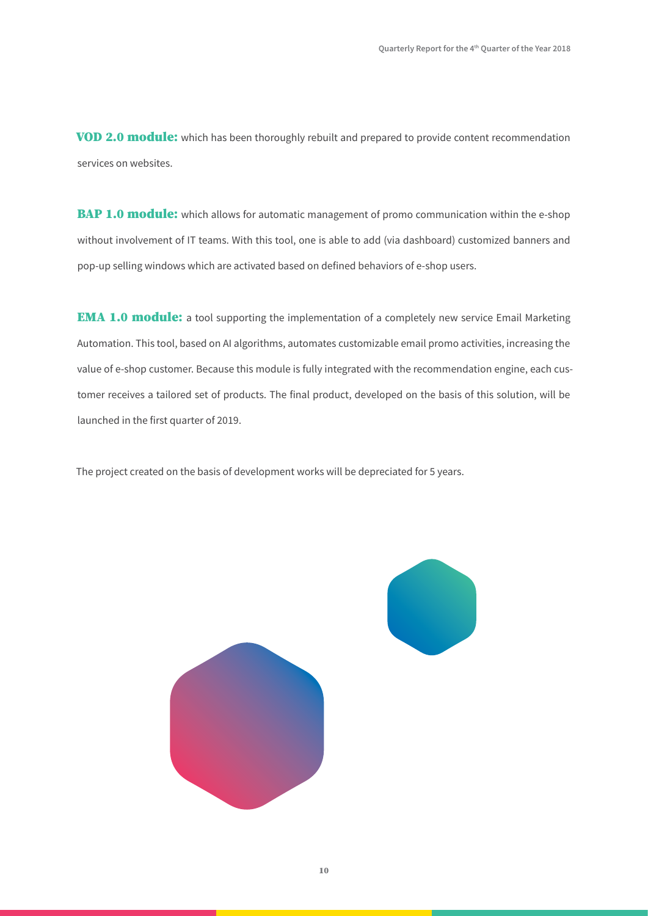**VOD 2.0 module:** which has been thoroughly rebuilt and prepared to provide content recommendation services on websites.

**BAP 1.0 module:** which allows for automatic management of promo communication within the e-shop without involvement of IT teams. With this tool, one is able to add (via dashboard) customized banners and pop-up selling windows which are activated based on defined behaviors of e-shop users.

**EMA 1.0 module:** a tool supporting the implementation of a completely new service Email Marketing Automation. This tool, based on AI algorithms, automates customizable email promo activities, increasing the value of e-shop customer. Because this module is fully integrated with the recommendation engine, each customer receives a tailored set of products. The final product, developed on the basis of this solution, will be launched in the first quarter of 2019.

The project created on the basis of development works will be depreciated for 5 years.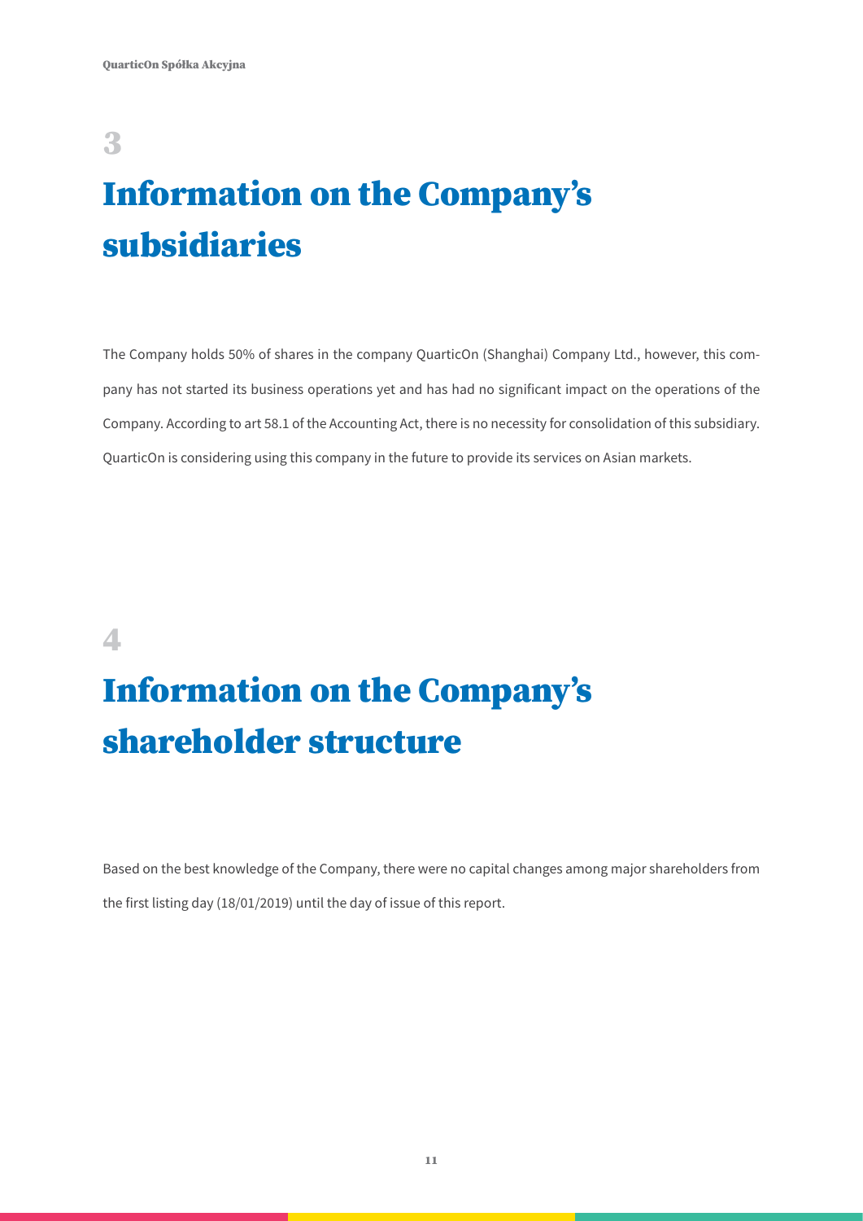# 3

# Information on the Company's subsidiaries

The Company holds 50% of shares in the company QuarticOn (Shanghai) Company Ltd., however, this company has not started its business operations yet and has had no significant impact on the operations of the Company. According to art 58.1 of the Accounting Act, there is no necessity for consolidation of this subsidiary. QuarticOn is considering using this company in the future to provide its services on Asian markets.

# 4

# Information on the Company's shareholder structure

Based on the best knowledge of the Company, there were no capital changes among major shareholders from the first listing day (18/01/2019) until the day of issue of this report.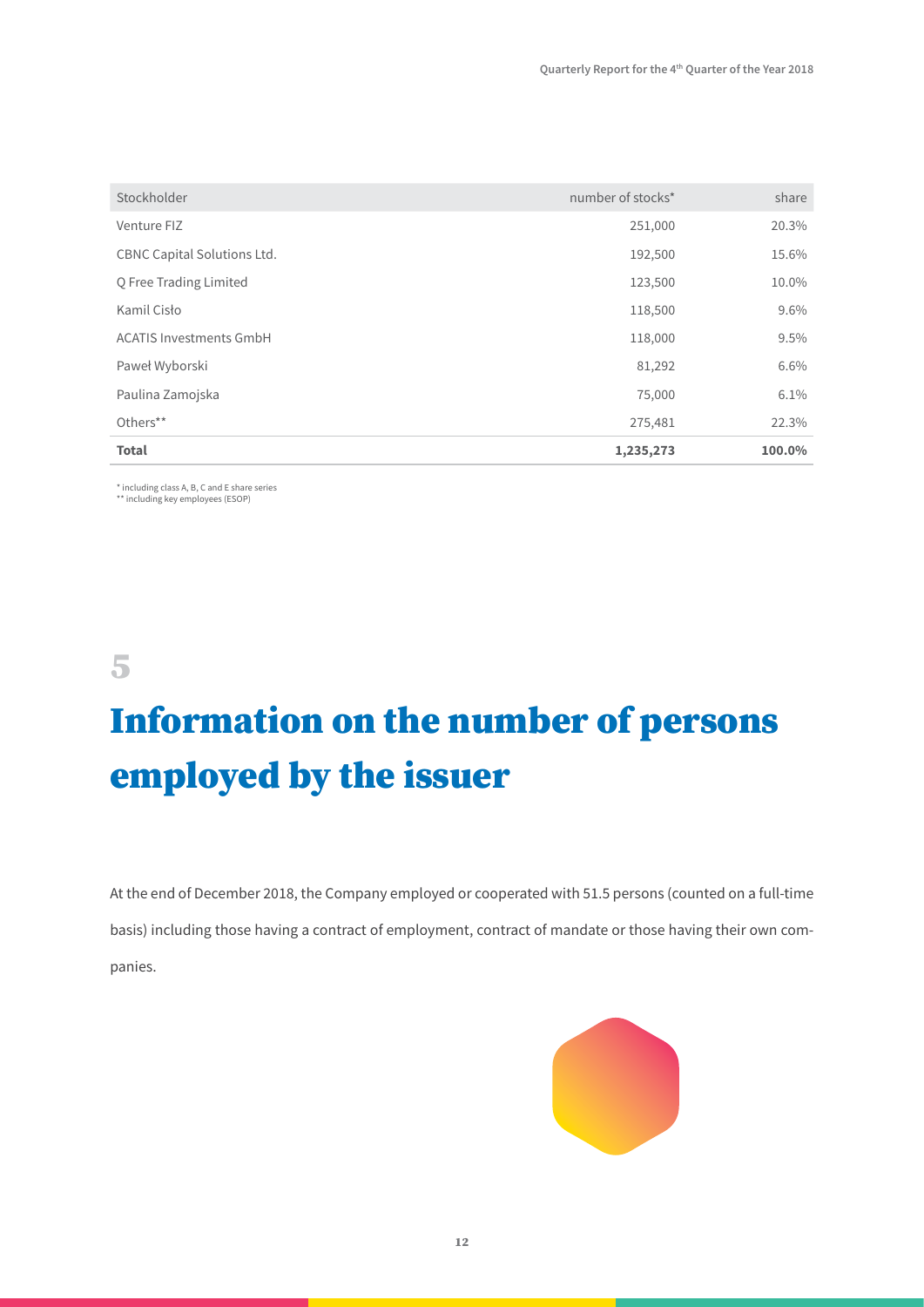| Stockholder | number of stocks* | share |
|---|---|---|
| Venture FIZ | 251,000 | 20.3% |
| CBNC Capital Solutions Ltd. | 192,500 | 15.6% |
| Q Free Trading Limited | 123,500 | 10.0% |
| Kamil Cisło | 118,500 | 9.6% |
| ACATIS Investments GmbH | 118,000 | 9.5% |
| Paweł Wyborski | 81,292 | 6.6% |
| Paulina Zamojska | 75,000 | 6.1% |
| Others** | 275,481 | 22.3% |
| **Total** | **1,235,273** | **100.0%** |

* including class A, B, C and E share series
** including key employees (ESOP)

# 5

# Information on the number of persons employed by the issuer

At the end of December 2018, the Company employed or cooperated with 51.5 persons (counted on a full-time basis) including those having a contract of employment, contract of mandate or those having their own companies.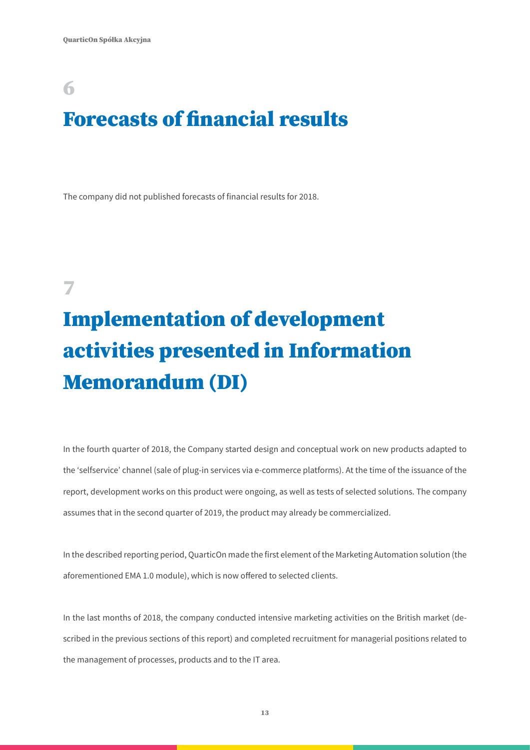# 6

# Forecasts of financial results

The company did not published forecasts of financial results for 2018.

# 7

# Implementation of development activities presented in Information Memorandum (DI)

In the fourth quarter of 2018, the Company started design and conceptual work on new products adapted to the 'selfservice' channel (sale of plug-in services via e-commerce platforms). At the time of the issuance of the report, development works on this product were ongoing, as well as tests of selected solutions. The company assumes that in the second quarter of 2019, the product may already be commercialized.

In the described reporting period, QuarticOn made the first element of the Marketing Automation solution (the aforementioned EMA 1.0 module), which is now offered to selected clients.

In the last months of 2018, the company conducted intensive marketing activities on the British market (described in the previous sections of this report) and completed recruitment for managerial positions related to the management of processes, products and to the IT area.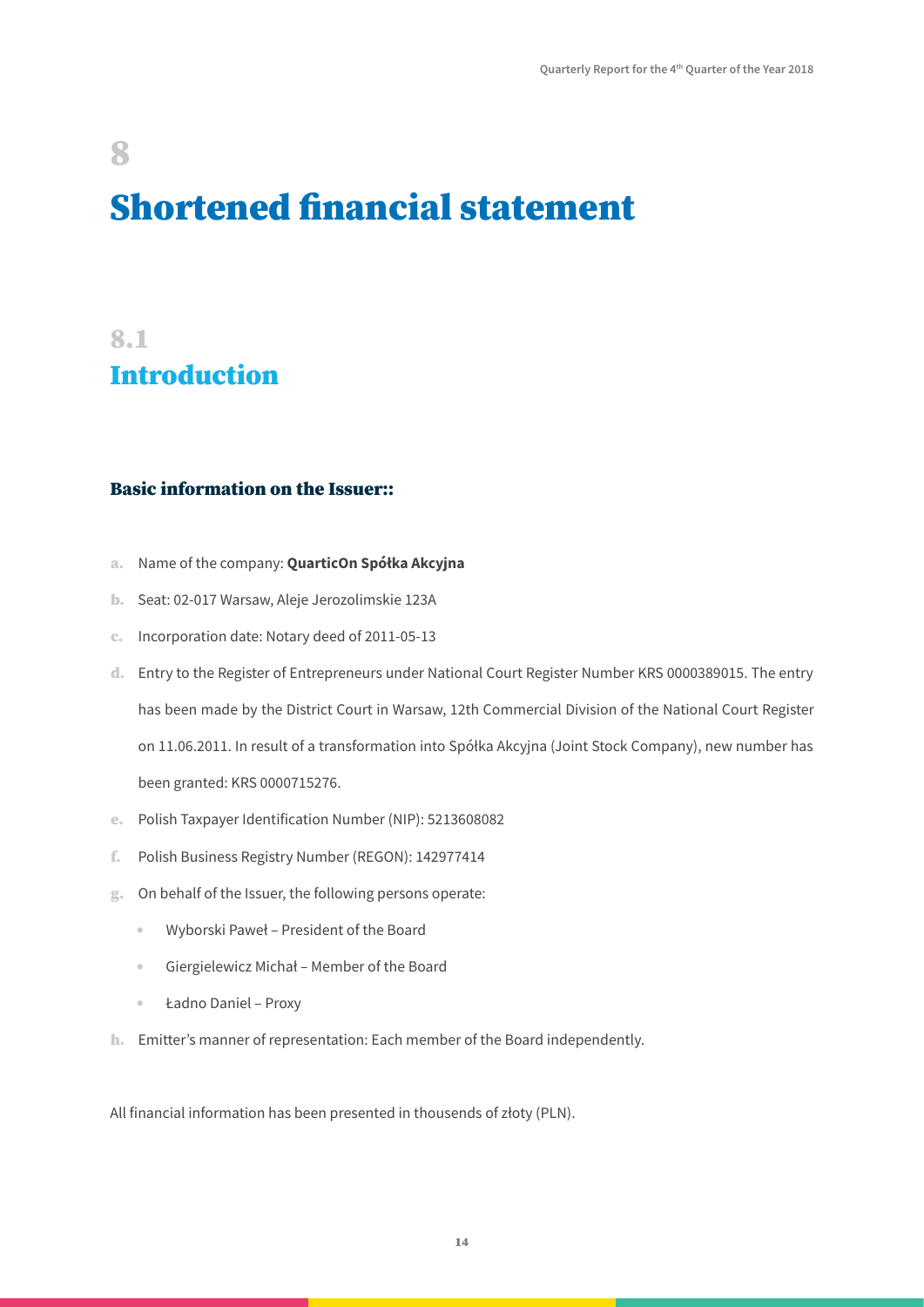# 8

# Shortened financial statement

## 8.1

## Introduction

### Basic information on the Issuer::

a. Name of the company: **QuarticOn Spółka Akcyjna**

b. Seat: 02-017 Warsaw, Aleje Jerozolimskie 123A

c. Incorporation date: Notary deed of 2011-05-13

d. Entry to the Register of Entrepreneurs under National Court Register Number KRS 0000389015. The entry has been made by the District Court in Warsaw, 12th Commercial Division of the National Court Register on 11.06.2011. In result of a transformation into Spółka Akcyjna (Joint Stock Company), new number has been granted: KRS 0000715276.

e. Polish Taxpayer Identification Number (NIP): 5213608082

f. Polish Business Registry Number (REGON): 142977414

g. On behalf of the Issuer, the following persons operate:

- Wyborski Paweł – President of the Board
- Giergielewicz Michał – Member of the Board
- Ładno Daniel – Proxy

h. Emitter's manner of representation: Each member of the Board independently.

All financial information has been presented in thousends of złoty (PLN).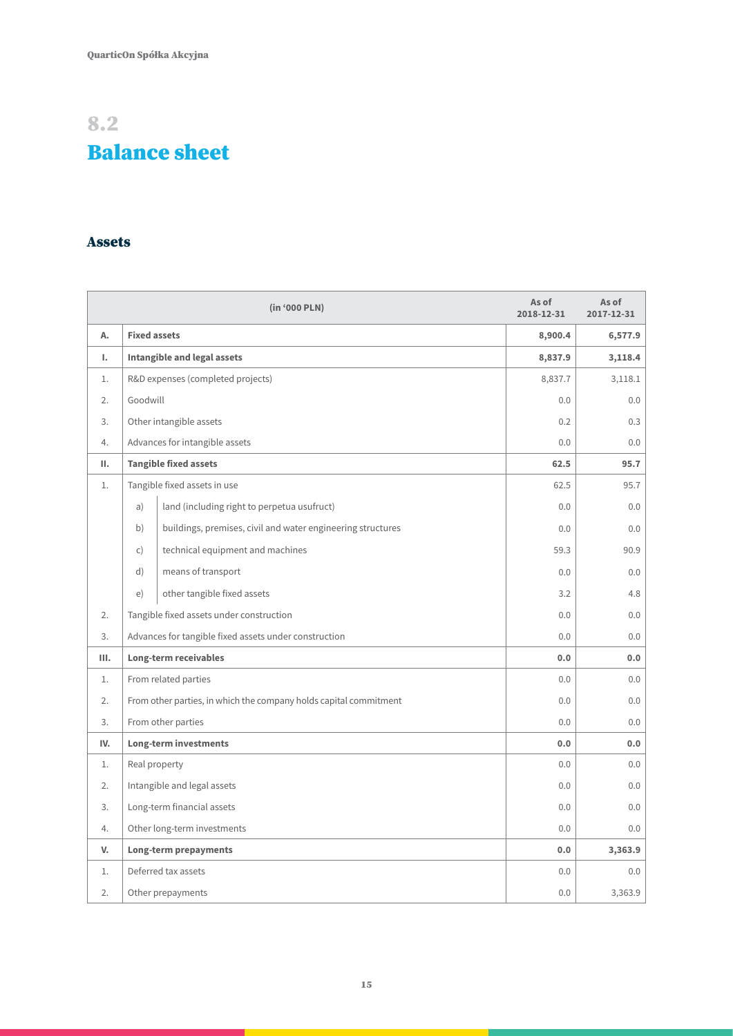# 8.2

# Balance sheet

## Assets

| | (in '000 PLN) | | As of 2018-12-31 | As of 2017-12-31 |
|---|---|---|---|---|
| **A.** | **Fixed assets** | | **8,900.4** | **6,577.9** |
| **I.** | **Intangible and legal assets** | | **8,837.9** | **3,118.4** |
| 1. | R&D expenses (completed projects) | | 8,837.7 | 3,118.1 |
| 2. | Goodwill | | 0.0 | 0.0 |
| 3. | Other intangible assets | | 0.2 | 0.3 |
| 4. | Advances for intangible assets | | 0.0 | 0.0 |
| **II.** | **Tangible fixed assets** | | **62.5** | **95.7** |
| 1. | Tangible fixed assets in use | | 62.5 | 95.7 |
| | a) | land (including right to perpetua usufruct) | 0.0 | 0.0 |
| | b) | buildings, premises, civil and water engineering structures | 0.0 | 0.0 |
| | c) | technical equipment and machines | 59.3 | 90.9 |
| | d) | means of transport | 0.0 | 0.0 |
| | e) | other tangible fixed assets | 3.2 | 4.8 |
| 2. | Tangible fixed assets under construction | | 0.0 | 0.0 |
| 3. | Advances for tangible fixed assets under construction | | 0.0 | 0.0 |
| **III.** | **Long-term receivables** | | **0.0** | **0.0** |
| 1. | From related parties | | 0.0 | 0.0 |
| 2. | From other parties, in which the company holds capital commitment | | 0.0 | 0.0 |
| 3. | From other parties | | 0.0 | 0.0 |
| **IV.** | **Long-term investments** | | **0.0** | **0.0** |
| 1. | Real property | | 0.0 | 0.0 |
| 2. | Intangible and legal assets | | 0.0 | 0.0 |
| 3. | Long-term financial assets | | 0.0 | 0.0 |
| 4. | Other long-term investments | | 0.0 | 0.0 |
| **V.** | **Long-term prepayments** | | **0.0** | **3,363.9** |
| 1. | Deferred tax assets | | 0.0 | 0.0 |
| 2. | Other prepayments | | 0.0 | 3,363.9 |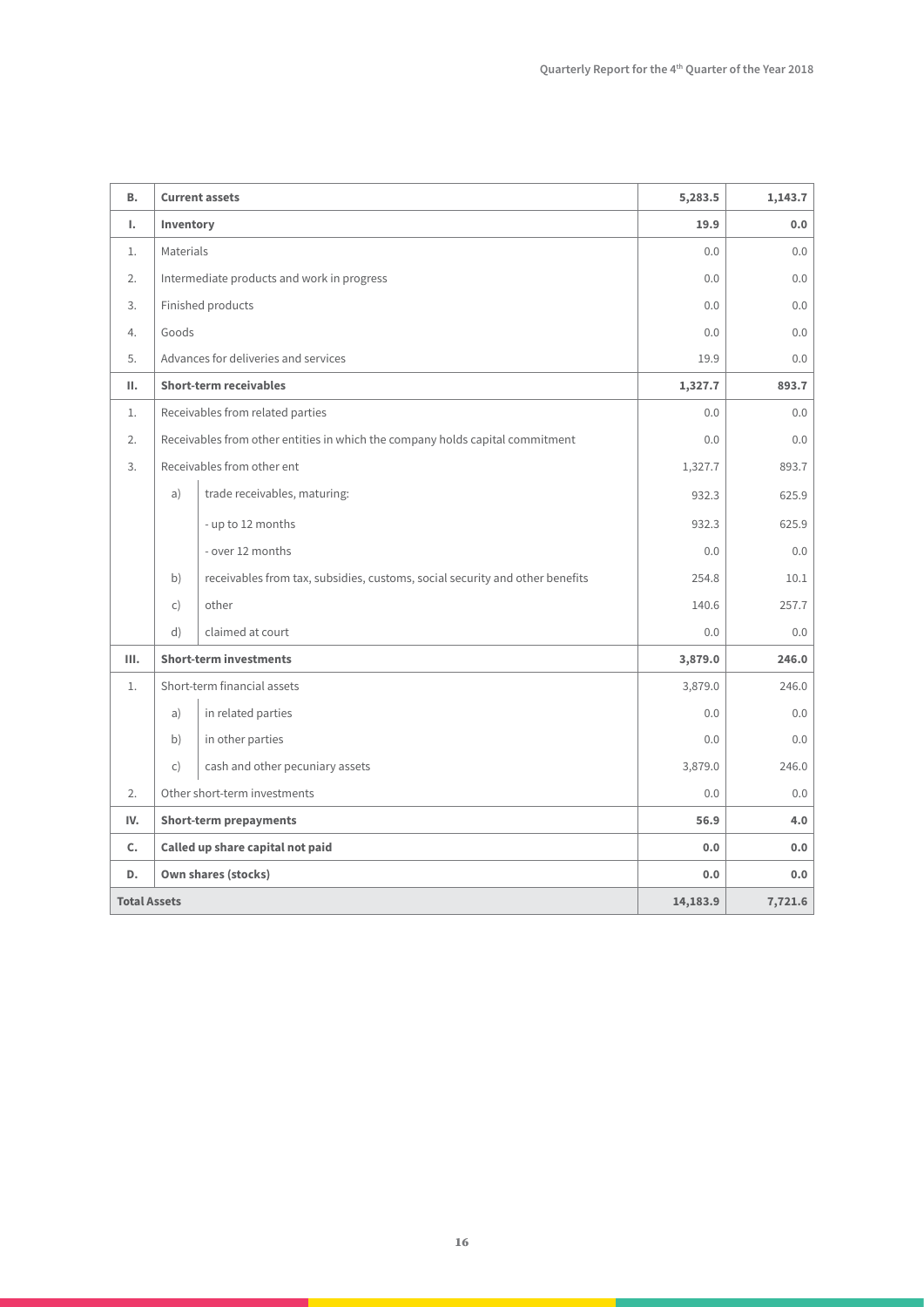| | | | | |
|---|---|---|---|---|
| **B.** | **Current assets** | | **5,283.5** | **1,143.7** |
| **I.** | **Inventory** | | **19.9** | **0.0** |
| 1. | Materials | | 0.0 | 0.0 |
| 2. | Intermediate products and work in progress | | 0.0 | 0.0 |
| 3. | Finished products | | 0.0 | 0.0 |
| 4. | Goods | | 0.0 | 0.0 |
| 5. | Advances for deliveries and services | | 19.9 | 0.0 |
| **II.** | **Short-term receivables** | | **1,327.7** | **893.7** |
| 1. | Receivables from related parties | | 0.0 | 0.0 |
| 2. | Receivables from other entities in which the company holds capital commitment | | 0.0 | 0.0 |
| 3. | Receivables from other ent | | 1,327.7 | 893.7 |
| | a) | trade receivables, maturing: | 932.3 | 625.9 |
| | | - up to 12 months | 932.3 | 625.9 |
| | | - over 12 months | 0.0 | 0.0 |
| | b) | receivables from tax, subsidies, customs, social security and other benefits | 254.8 | 10.1 |
| | c) | other | 140.6 | 257.7 |
| | d) | claimed at court | 0.0 | 0.0 |
| **III.** | **Short-term investments** | | **3,879.0** | **246.0** |
| 1. | Short-term financial assets | | 3,879.0 | 246.0 |
| | a) | in related parties | 0.0 | 0.0 |
| | b) | in other parties | 0.0 | 0.0 |
| | c) | cash and other pecuniary assets | 3,879.0 | 246.0 |
| 2. | Other short-term investments | | 0.0 | 0.0 |
| **IV.** | **Short-term prepayments** | | **56.9** | **4.0** |
| **C.** | **Called up share capital not paid** | | **0.0** | **0.0** |
| **D.** | **Own shares (stocks)** | | **0.0** | **0.0** |
| **Total Assets** | | | **14,183.9** | **7,721.6** |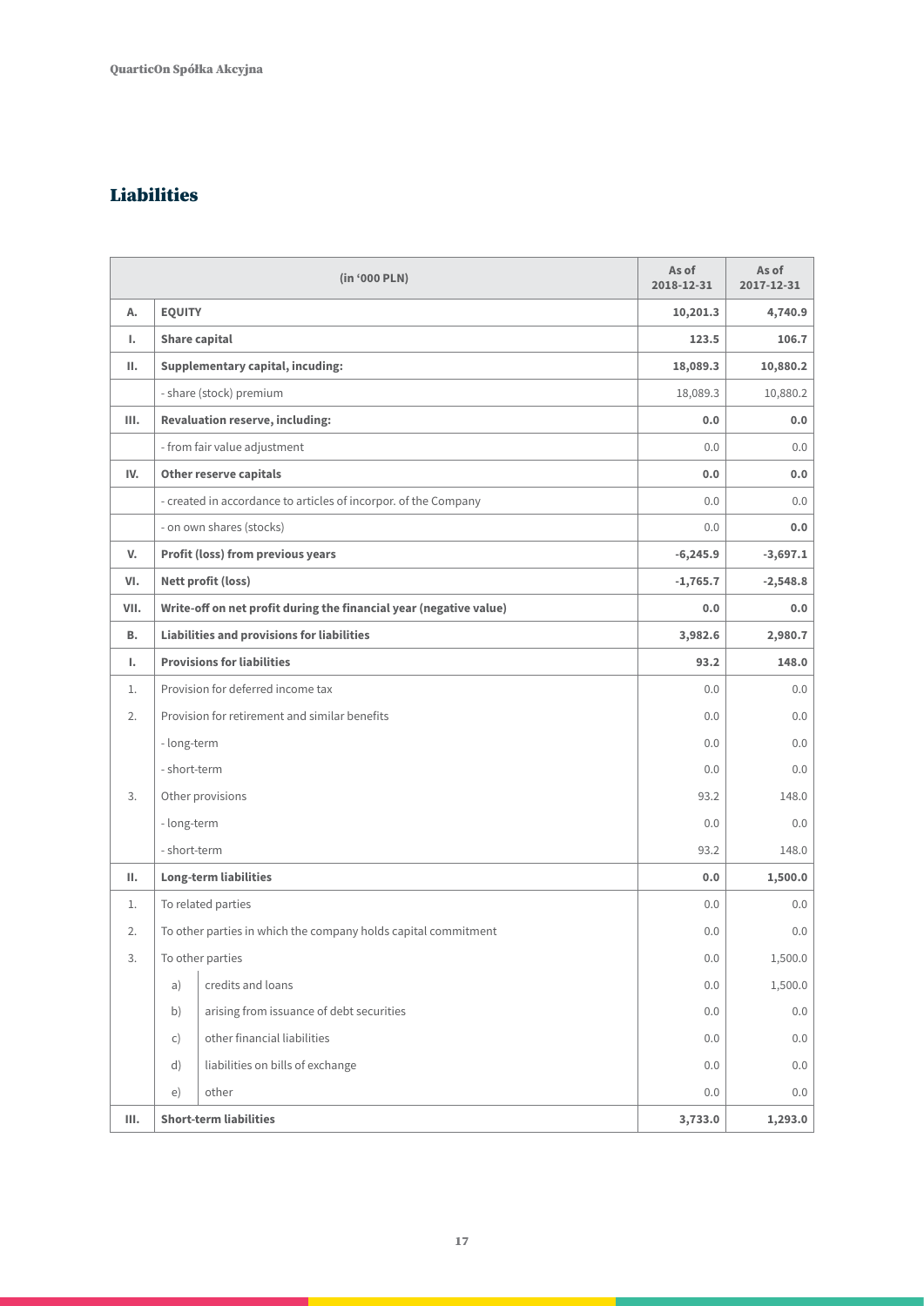## Liabilities

| | (in '000 PLN) | | As of 2018-12-31 | As of 2017-12-31 |
|---|---|---|---|---|
| **A.** | **EQUITY** | | **10,201.3** | **4,740.9** |
| **I.** | **Share capital** | | **123.5** | **106.7** |
| **II.** | **Supplementary capital, incuding:** | | **18,089.3** | **10,880.2** |
| | - share (stock) premium | | 18,089.3 | 10,880.2 |
| **III.** | **Revaluation reserve, including:** | | **0.0** | **0.0** |
| | - from fair value adjustment | | 0.0 | 0.0 |
| **IV.** | **Other reserve capitals** | | **0.0** | **0.0** |
| | - created in accordance to articles of incorpor. of the Company | | 0.0 | 0.0 |
| | - on own shares (stocks) | | 0.0 | **0.0** |
| **V.** | **Profit (loss) from previous years** | | **-6,245.9** | **-3,697.1** |
| **VI.** | **Nett profit (loss)** | | **-1,765.7** | **-2,548.8** |
| **VII.** | **Write-off on net profit during the financial year (negative value)** | | **0.0** | **0.0** |
| **B.** | **Liabilities and provisions for liabilities** | | **3,982.6** | **2,980.7** |
| **I.** | **Provisions for liabilities** | | **93.2** | **148.0** |
| 1. | Provision for deferred income tax | | 0.0 | 0.0 |
| 2. | Provision for retirement and similar benefits | | 0.0 | 0.0 |
| | - long-term | | 0.0 | 0.0 |
| | - short-term | | 0.0 | 0.0 |
| 3. | Other provisions | | 93.2 | 148.0 |
| | - long-term | | 0.0 | 0.0 |
| | - short-term | | 93.2 | 148.0 |
| **II.** | **Long-term liabilities** | | **0.0** | **1,500.0** |
| 1. | To related parties | | 0.0 | 0.0 |
| 2. | To other parties in which the company holds capital commitment | | 0.0 | 0.0 |
| 3. | To other parties | | 0.0 | 1,500.0 |
| | a) | credits and loans | 0.0 | 1,500.0 |
| | b) | arising from issuance of debt securities | 0.0 | 0.0 |
| | c) | other financial liabilities | 0.0 | 0.0 |
| | d) | liabilities on bills of exchange | 0.0 | 0.0 |
| | e) | other | 0.0 | 0.0 |
| **III.** | **Short-term liabilities** | | **3,733.0** | **1,293.0** |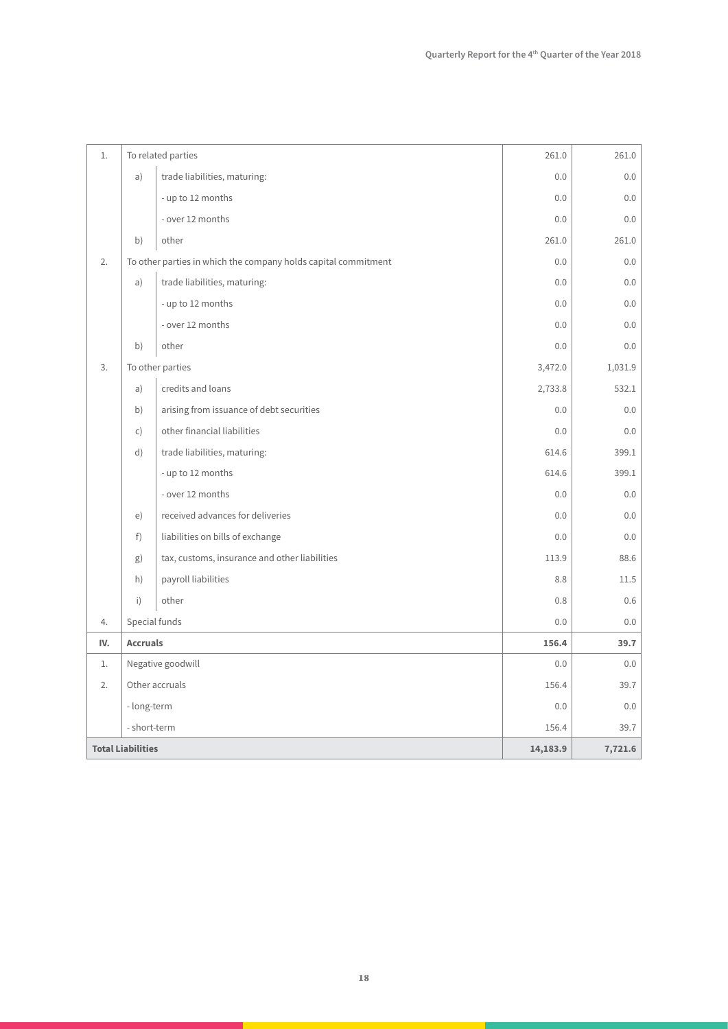| | | | | |
|---|---|---|---|---|
| 1. | To related parties | | 261.0 | 261.0 |
| | a) | trade liabilities, maturing: | 0.0 | 0.0 |
| | | - up to 12 months | 0.0 | 0.0 |
| | | - over 12 months | 0.0 | 0.0 |
| | b) | other | 261.0 | 261.0 |
| 2. | To other parties in which the company holds capital commitment | | 0.0 | 0.0 |
| | a) | trade liabilities, maturing: | 0.0 | 0.0 |
| | | - up to 12 months | 0.0 | 0.0 |
| | | - over 12 months | 0.0 | 0.0 |
| | b) | other | 0.0 | 0.0 |
| 3. | To other parties | | 3,472.0 | 1,031.9 |
| | a) | credits and loans | 2,733.8 | 532.1 |
| | b) | arising from issuance of debt securities | 0.0 | 0.0 |
| | c) | other financial liabilities | 0.0 | 0.0 |
| | d) | trade liabilities, maturing: | 614.6 | 399.1 |
| | | - up to 12 months | 614.6 | 399.1 |
| | | - over 12 months | 0.0 | 0.0 |
| | e) | received advances for deliveries | 0.0 | 0.0 |
| | f) | liabilities on bills of exchange | 0.0 | 0.0 |
| | g) | tax, customs, insurance and other liabilities | 113.9 | 88.6 |
| | h) | payroll liabilities | 8.8 | 11.5 |
| | i) | other | 0.8 | 0.6 |
| 4. | Special funds | | 0.0 | 0.0 |
| **IV.** | **Accruals** | | **156.4** | **39.7** |
| 1. | Negative goodwill | | 0.0 | 0.0 |
| 2. | Other accruals | | 156.4 | 39.7 |
| | - long-term | | 0.0 | 0.0 |
| | - short-term | | 156.4 | 39.7 |
| **Total Liabilities** | | | **14,183.9** | **7,721.6** |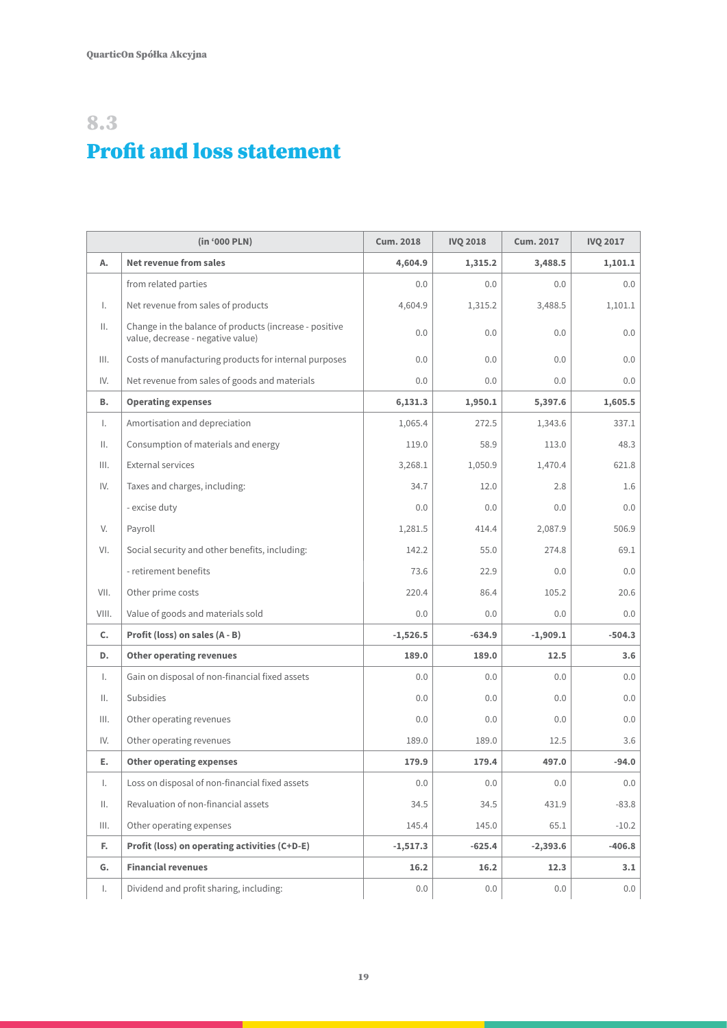## 8.3

# Profit and loss statement

| | (in '000 PLN) | Cum. 2018 | IVQ 2018 | Cum. 2017 | IVQ 2017 |
|---|---|---|---|---|---|
| **A.** | **Net revenue from sales** | **4,604.9** | **1,315.2** | **3,488.5** | **1,101.1** |
| | from related parties | 0.0 | 0.0 | 0.0 | 0.0 |
| I. | Net revenue from sales of products | 4,604.9 | 1,315.2 | 3,488.5 | 1,101.1 |
| II. | Change in the balance of products (increase - positive value, decrease - negative value) | 0.0 | 0.0 | 0.0 | 0.0 |
| III. | Costs of manufacturing products for internal purposes | 0.0 | 0.0 | 0.0 | 0.0 |
| IV. | Net revenue from sales of goods and materials | 0.0 | 0.0 | 0.0 | 0.0 |
| **B.** | **Operating expenses** | **6,131.3** | **1,950.1** | **5,397.6** | **1,605.5** |
| I. | Amortisation and depreciation | 1,065.4 | 272.5 | 1,343.6 | 337.1 |
| II. | Consumption of materials and energy | 119.0 | 58.9 | 113.0 | 48.3 |
| III. | External services | 3,268.1 | 1,050.9 | 1,470.4 | 621.8 |
| IV. | Taxes and charges, including: | 34.7 | 12.0 | 2.8 | 1.6 |
| | - excise duty | 0.0 | 0.0 | 0.0 | 0.0 |
| V. | Payroll | 1,281.5 | 414.4 | 2,087.9 | 506.9 |
| VI. | Social security and other benefits, including: | 142.2 | 55.0 | 274.8 | 69.1 |
| | - retirement benefits | 73.6 | 22.9 | 0.0 | 0.0 |
| VII. | Other prime costs | 220.4 | 86.4 | 105.2 | 20.6 |
| VIII. | Value of goods and materials sold | 0.0 | 0.0 | 0.0 | 0.0 |
| **C.** | **Profit (loss) on sales (A - B)** | **-1,526.5** | **-634.9** | **-1,909.1** | **-504.3** |
| **D.** | **Other operating revenues** | **189.0** | **189.0** | **12.5** | **3.6** |
| I. | Gain on disposal of non-financial fixed assets | 0.0 | 0.0 | 0.0 | 0.0 |
| II. | Subsidies | 0.0 | 0.0 | 0.0 | 0.0 |
| III. | Other operating revenues | 0.0 | 0.0 | 0.0 | 0.0 |
| IV. | Other operating revenues | 189.0 | 189.0 | 12.5 | 3.6 |
| **E.** | **Other operating expenses** | **179.9** | **179.4** | **497.0** | **-94.0** |
| I. | Loss on disposal of non-financial fixed assets | 0.0 | 0.0 | 0.0 | 0.0 |
| II. | Revaluation of non-financial assets | 34.5 | 34.5 | 431.9 | -83.8 |
| III. | Other operating expenses | 145.4 | 145.0 | 65.1 | -10.2 |
| **F.** | **Profit (loss) on operating activities (C+D-E)** | **-1,517.3** | **-625.4** | **-2,393.6** | **-406.8** |
| **G.** | **Financial revenues** | **16.2** | **16.2** | **12.3** | **3.1** |
| I. | Dividend and profit sharing, including: | 0.0 | 0.0 | 0.0 | 0.0 |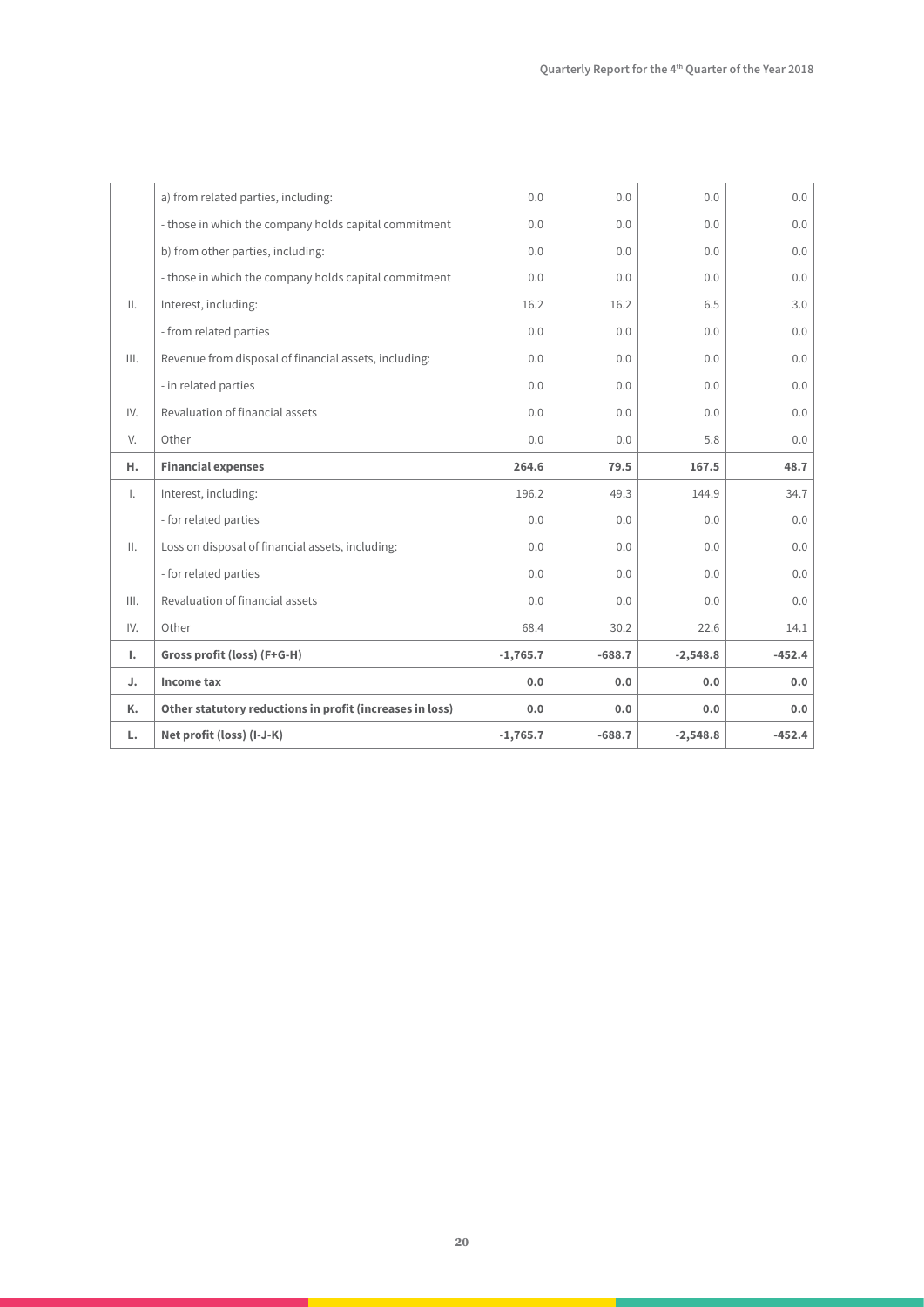| | | | | | |
|---|---|---|---|---|---|
| | a) from related parties, including: | 0.0 | 0.0 | 0.0 | 0.0 |
| | - those in which the company holds capital commitment | 0.0 | 0.0 | 0.0 | 0.0 |
| | b) from other parties, including: | 0.0 | 0.0 | 0.0 | 0.0 |
| | - those in which the company holds capital commitment | 0.0 | 0.0 | 0.0 | 0.0 |
| II. | Interest, including: | 16.2 | 16.2 | 6.5 | 3.0 |
| | - from related parties | 0.0 | 0.0 | 0.0 | 0.0 |
| III. | Revenue from disposal of financial assets, including: | 0.0 | 0.0 | 0.0 | 0.0 |
| | - in related parties | 0.0 | 0.0 | 0.0 | 0.0 |
| IV. | Revaluation of financial assets | 0.0 | 0.0 | 0.0 | 0.0 |
| V. | Other | 0.0 | 0.0 | 5.8 | 0.0 |
| **H.** | **Financial expenses** | **264.6** | **79.5** | **167.5** | **48.7** |
| I. | Interest, including: | 196.2 | 49.3 | 144.9 | 34.7 |
| | - for related parties | 0.0 | 0.0 | 0.0 | 0.0 |
| II. | Loss on disposal of financial assets, including: | 0.0 | 0.0 | 0.0 | 0.0 |
| | - for related parties | 0.0 | 0.0 | 0.0 | 0.0 |
| III. | Revaluation of financial assets | 0.0 | 0.0 | 0.0 | 0.0 |
| IV. | Other | 68.4 | 30.2 | 22.6 | 14.1 |
| **I.** | **Gross profit (loss) (F+G-H)** | **-1,765.7** | **-688.7** | **-2,548.8** | **-452.4** |
| **J.** | **Income tax** | **0.0** | **0.0** | **0.0** | **0.0** |
| **K.** | **Other statutory reductions in profit (increases in loss)** | **0.0** | **0.0** | **0.0** | **0.0** |
| **L.** | **Net profit (loss) (I-J-K)** | **-1,765.7** | **-688.7** | **-2,548.8** | **-452.4** |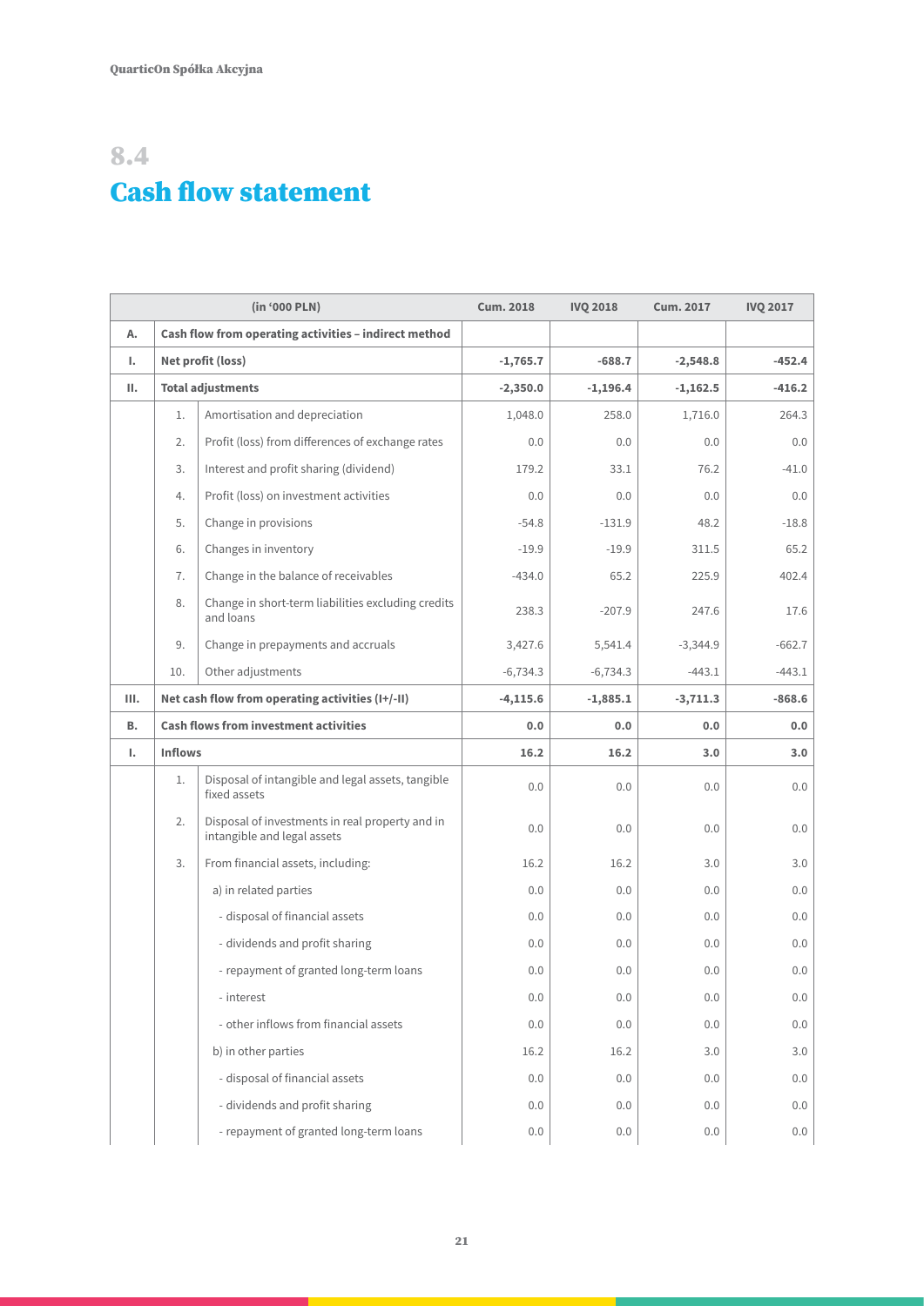## 8.4
# Cash flow statement

| | | (in '000 PLN) | Cum. 2018 | IVQ 2018 | Cum. 2017 | IVQ 2017 |
|---|---|---|---|---|---|---|
| **A.** | **Cash flow from operating activities – indirect method** | | | | | |
| **I.** | **Net profit (loss)** | | **-1,765.7** | **-688.7** | **-2,548.8** | **-452.4** |
| **II.** | **Total adjustments** | | **-2,350.0** | **-1,196.4** | **-1,162.5** | **-416.2** |
| | 1. | Amortisation and depreciation | 1,048.0 | 258.0 | 1,716.0 | 264.3 |
| | 2. | Profit (loss) from differences of exchange rates | 0.0 | 0.0 | 0.0 | 0.0 |
| | 3. | Interest and profit sharing (dividend) | 179.2 | 33.1 | 76.2 | -41.0 |
| | 4. | Profit (loss) on investment activities | 0.0 | 0.0 | 0.0 | 0.0 |
| | 5. | Change in provisions | -54.8 | -131.9 | 48.2 | -18.8 |
| | 6. | Changes in inventory | -19.9 | -19.9 | 311.5 | 65.2 |
| | 7. | Change in the balance of receivables | -434.0 | 65.2 | 225.9 | 402.4 |
| | 8. | Change in short-term liabilities excluding credits and loans | 238.3 | -207.9 | 247.6 | 17.6 |
| | 9. | Change in prepayments and accruals | 3,427.6 | 5,541.4 | -3,344.9 | -662.7 |
| | 10. | Other adjustments | -6,734.3 | -6,734.3 | -443.1 | -443.1 |
| **III.** | **Net cash flow from operating activities (I+/-II)** | | **-4,115.6** | **-1,885.1** | **-3,711.3** | **-868.6** |
| **B.** | **Cash flows from investment activities** | | **0.0** | **0.0** | **0.0** | **0.0** |
| **I.** | **Inflows** | | **16.2** | **16.2** | **3.0** | **3.0** |
| | 1. | Disposal of intangible and legal assets, tangible fixed assets | 0.0 | 0.0 | 0.0 | 0.0 |
| | 2. | Disposal of investments in real property and in intangible and legal assets | 0.0 | 0.0 | 0.0 | 0.0 |
| | 3. | From financial assets, including: | 16.2 | 16.2 | 3.0 | 3.0 |
| | | a) in related parties | 0.0 | 0.0 | 0.0 | 0.0 |
| | | - disposal of financial assets | 0.0 | 0.0 | 0.0 | 0.0 |
| | | - dividends and profit sharing | 0.0 | 0.0 | 0.0 | 0.0 |
| | | - repayment of granted long-term loans | 0.0 | 0.0 | 0.0 | 0.0 |
| | | - interest | 0.0 | 0.0 | 0.0 | 0.0 |
| | | - other inflows from financial assets | 0.0 | 0.0 | 0.0 | 0.0 |
| | | b) in other parties | 16.2 | 16.2 | 3.0 | 3.0 |
| | | - disposal of financial assets | 0.0 | 0.0 | 0.0 | 0.0 |
| | | - dividends and profit sharing | 0.0 | 0.0 | 0.0 | 0.0 |
| | | - repayment of granted long-term loans | 0.0 | 0.0 | 0.0 | 0.0 |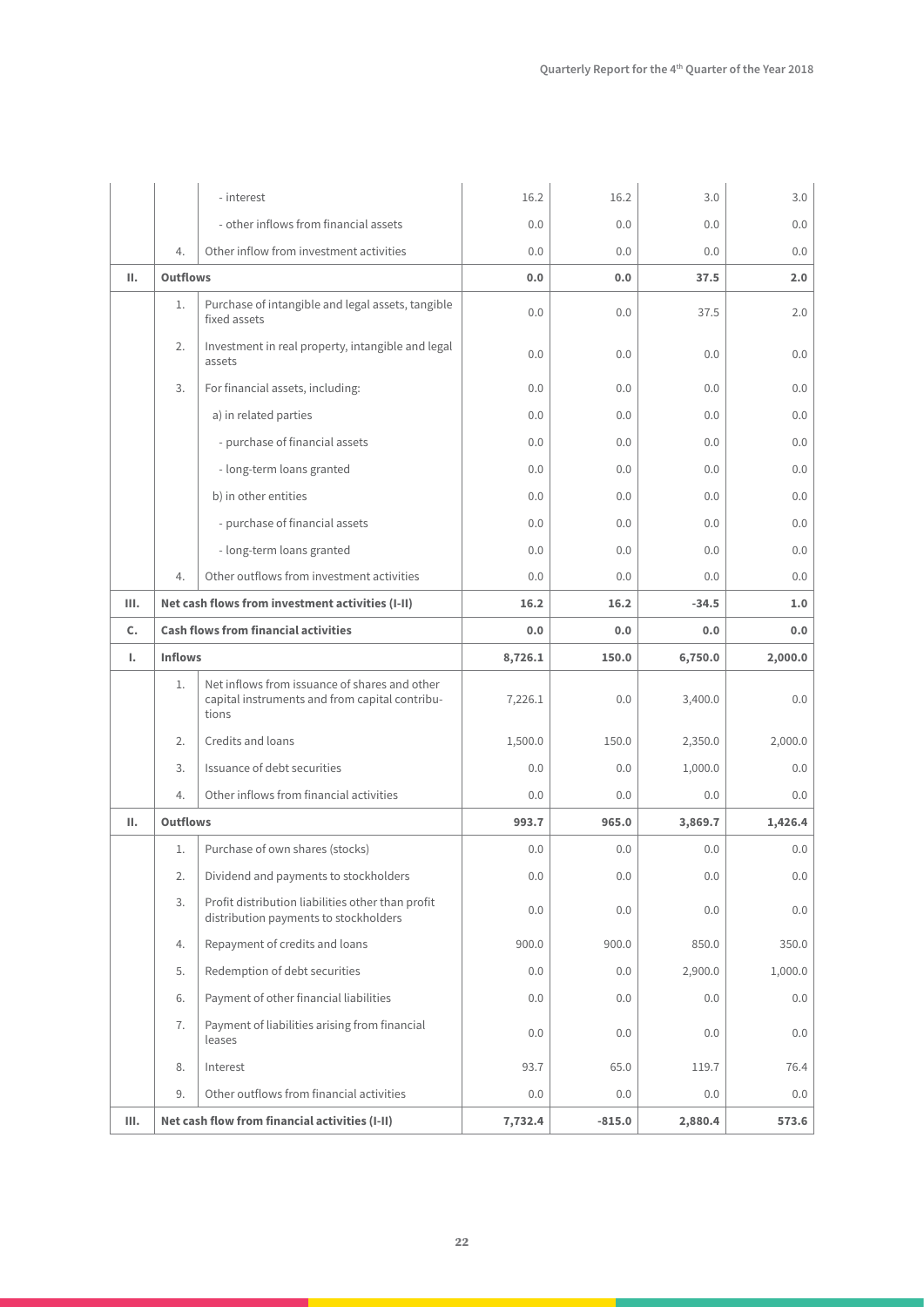| | | | | | | |
|---|---|---|---|---|---|---|
| | | - interest | 16.2 | 16.2 | 3.0 | 3.0 |
| | | - other inflows from financial assets | 0.0 | 0.0 | 0.0 | 0.0 |
| | 4. | Other inflow from investment activities | 0.0 | 0.0 | 0.0 | 0.0 |
| **II.** | **Outflows** | | **0.0** | **0.0** | **37.5** | **2.0** |
| | 1. | Purchase of intangible and legal assets, tangible fixed assets | 0.0 | 0.0 | 37.5 | 2.0 |
| | 2. | Investment in real property, intangible and legal assets | 0.0 | 0.0 | 0.0 | 0.0 |
| | 3. | For financial assets, including: | 0.0 | 0.0 | 0.0 | 0.0 |
| | | a) in related parties | 0.0 | 0.0 | 0.0 | 0.0 |
| | | - purchase of financial assets | 0.0 | 0.0 | 0.0 | 0.0 |
| | | - long-term loans granted | 0.0 | 0.0 | 0.0 | 0.0 |
| | | b) in other entities | 0.0 | 0.0 | 0.0 | 0.0 |
| | | - purchase of financial assets | 0.0 | 0.0 | 0.0 | 0.0 |
| | | - long-term loans granted | 0.0 | 0.0 | 0.0 | 0.0 |
| | 4. | Other outflows from investment activities | 0.0 | 0.0 | 0.0 | 0.0 |
| **III.** | **Net cash flows from investment activities (I-II)** | | **16.2** | **16.2** | **-34.5** | **1.0** |
| **C.** | **Cash flows from financial activities** | | **0.0** | **0.0** | **0.0** | **0.0** |
| **I.** | **Inflows** | | **8,726.1** | **150.0** | **6,750.0** | **2,000.0** |
| | 1. | Net inflows from issuance of shares and other capital instruments and from capital contributions | 7,226.1 | 0.0 | 3,400.0 | 0.0 |
| | 2. | Credits and loans | 1,500.0 | 150.0 | 2,350.0 | 2,000.0 |
| | 3. | Issuance of debt securities | 0.0 | 0.0 | 1,000.0 | 0.0 |
| | 4. | Other inflows from financial activities | 0.0 | 0.0 | 0.0 | 0.0 |
| **II.** | **Outflows** | | **993.7** | **965.0** | **3,869.7** | **1,426.4** |
| | 1. | Purchase of own shares (stocks) | 0.0 | 0.0 | 0.0 | 0.0 |
| | 2. | Dividend and payments to stockholders | 0.0 | 0.0 | 0.0 | 0.0 |
| | 3. | Profit distribution liabilities other than profit distribution payments to stockholders | 0.0 | 0.0 | 0.0 | 0.0 |
| | 4. | Repayment of credits and loans | 900.0 | 900.0 | 850.0 | 350.0 |
| | 5. | Redemption of debt securities | 0.0 | 0.0 | 2,900.0 | 1,000.0 |
| | 6. | Payment of other financial liabilities | 0.0 | 0.0 | 0.0 | 0.0 |
| | 7. | Payment of liabilities arising from financial leases | 0.0 | 0.0 | 0.0 | 0.0 |
| | 8. | Interest | 93.7 | 65.0 | 119.7 | 76.4 |
| | 9. | Other outflows from financial activities | 0.0 | 0.0 | 0.0 | 0.0 |
| **III.** | **Net cash flow from financial activities (I-II)** | | **7,732.4** | **-815.0** | **2,880.4** | **573.6** |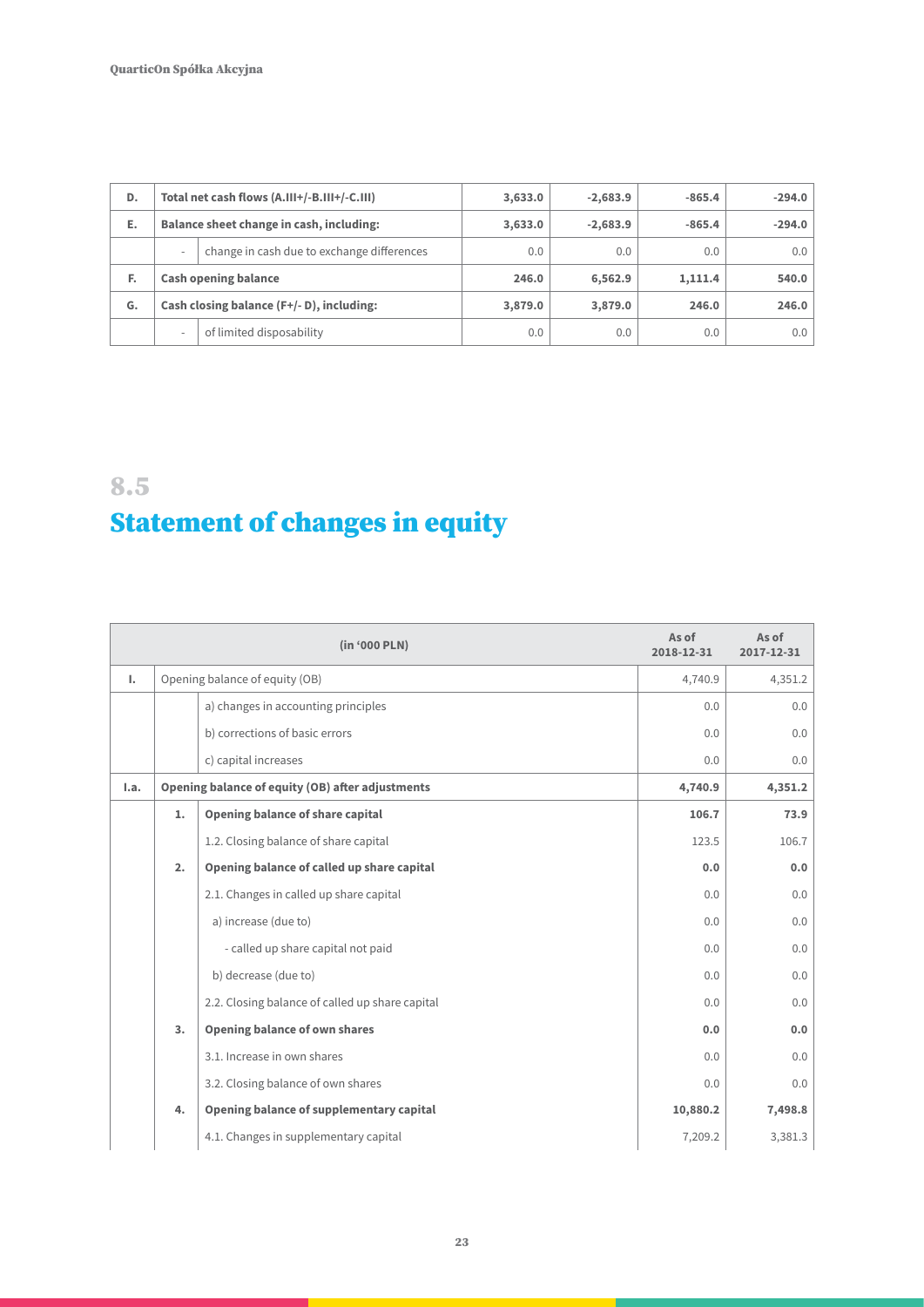| D. | Total net cash flows (A.III+/-B.III+/-C.III) | | 3,633.0 | -2,683.9 | -865.4 | -294.0 |
|---|---|---|---|---|---|---|
| E. | Balance sheet change in cash, including: | | 3,633.0 | -2,683.9 | -865.4 | -294.0 |
| | - | change in cash due to exchange differences | 0.0 | 0.0 | 0.0 | 0.0 |
| F. | Cash opening balance | | 246.0 | 6,562.9 | 1,111.4 | 540.0 |
| G. | Cash closing balance (F+/- D), including: | | 3,879.0 | 3,879.0 | 246.0 | 246.0 |
| | - | of limited disposability | 0.0 | 0.0 | 0.0 | 0.0 |

## 8.5 Statement of changes in equity

| | | (in '000 PLN) | As of 2018-12-31 | As of 2017-12-31 |
|---|---|---|---|---|
| I. | Opening balance of equity (OB) | | 4,740.9 | 4,351.2 |
| | | a) changes in accounting principles | 0.0 | 0.0 |
| | | b) corrections of basic errors | 0.0 | 0.0 |
| | | c) capital increases | 0.0 | 0.0 |
| I.a. | **Opening balance of equity (OB) after adjustments** | | **4,740.9** | **4,351.2** |
| | **1.** | **Opening balance of share capital** | **106.7** | **73.9** |
| | | 1.2. Closing balance of share capital | 123.5 | 106.7 |
| | **2.** | **Opening balance of called up share capital** | **0.0** | **0.0** |
| | | 2.1. Changes in called up share capital | 0.0 | 0.0 |
| | | a) increase (due to) | 0.0 | 0.0 |
| | | - called up share capital not paid | 0.0 | 0.0 |
| | | b) decrease (due to) | 0.0 | 0.0 |
| | | 2.2. Closing balance of called up share capital | 0.0 | 0.0 |
| | **3.** | **Opening balance of own shares** | **0.0** | **0.0** |
| | | 3.1. Increase in own shares | 0.0 | 0.0 |
| | | 3.2. Closing balance of own shares | 0.0 | 0.0 |
| | **4.** | **Opening balance of supplementary capital** | **10,880.2** | **7,498.8** |
| | | 4.1. Changes in supplementary capital | 7,209.2 | 3,381.3 |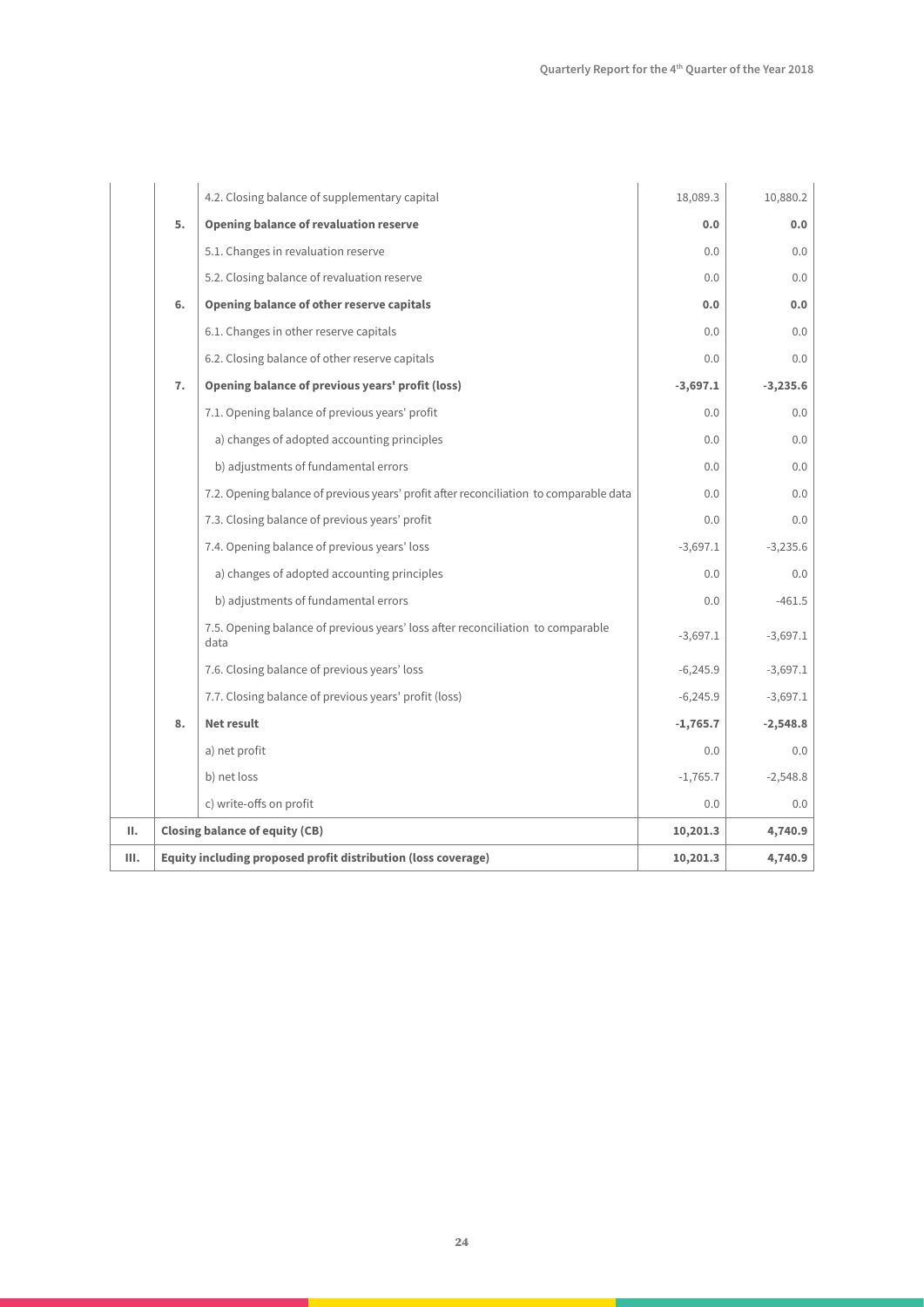| | | | | |
|---|---|---|---|---|
| | | 4.2. Closing balance of supplementary capital | 18,089.3 | 10,880.2 |
| | **5.** | **Opening balance of revaluation reserve** | **0.0** | **0.0** |
| | | 5.1. Changes in revaluation reserve | 0.0 | 0.0 |
| | | 5.2. Closing balance of revaluation reserve | 0.0 | 0.0 |
| | **6.** | **Opening balance of other reserve capitals** | **0.0** | **0.0** |
| | | 6.1. Changes in other reserve capitals | 0.0 | 0.0 |
| | | 6.2. Closing balance of other reserve capitals | 0.0 | 0.0 |
| | **7.** | **Opening balance of previous years' profit (loss)** | **-3,697.1** | **-3,235.6** |
| | | 7.1. Opening balance of previous years' profit | 0.0 | 0.0 |
| | | a) changes of adopted accounting principles | 0.0 | 0.0 |
| | | b) adjustments of fundamental errors | 0.0 | 0.0 |
| | | 7.2. Opening balance of previous years' profit after reconciliation to comparable data | 0.0 | 0.0 |
| | | 7.3. Closing balance of previous years' profit | 0.0 | 0.0 |
| | | 7.4. Opening balance of previous years' loss | -3,697.1 | -3,235.6 |
| | | a) changes of adopted accounting principles | 0.0 | 0.0 |
| | | b) adjustments of fundamental errors | 0.0 | -461.5 |
| | | 7.5. Opening balance of previous years' loss after reconciliation to comparable data | -3,697.1 | -3,697.1 |
| | | 7.6. Closing balance of previous years' loss | -6,245.9 | -3,697.1 |
| | | 7.7. Closing balance of previous years' profit (loss) | -6,245.9 | -3,697.1 |
| | **8.** | **Net result** | **-1,765.7** | **-2,548.8** |
| | | a) net profit | 0.0 | 0.0 |
| | | b) net loss | -1,765.7 | -2,548.8 |
| | | c) write-offs on profit | 0.0 | 0.0 |
| **II.** | **Closing balance of equity (CB)** | | **10,201.3** | **4,740.9** |
| **III.** | **Equity including proposed profit distribution (loss coverage)** | | **10,201.3** | **4,740.9** |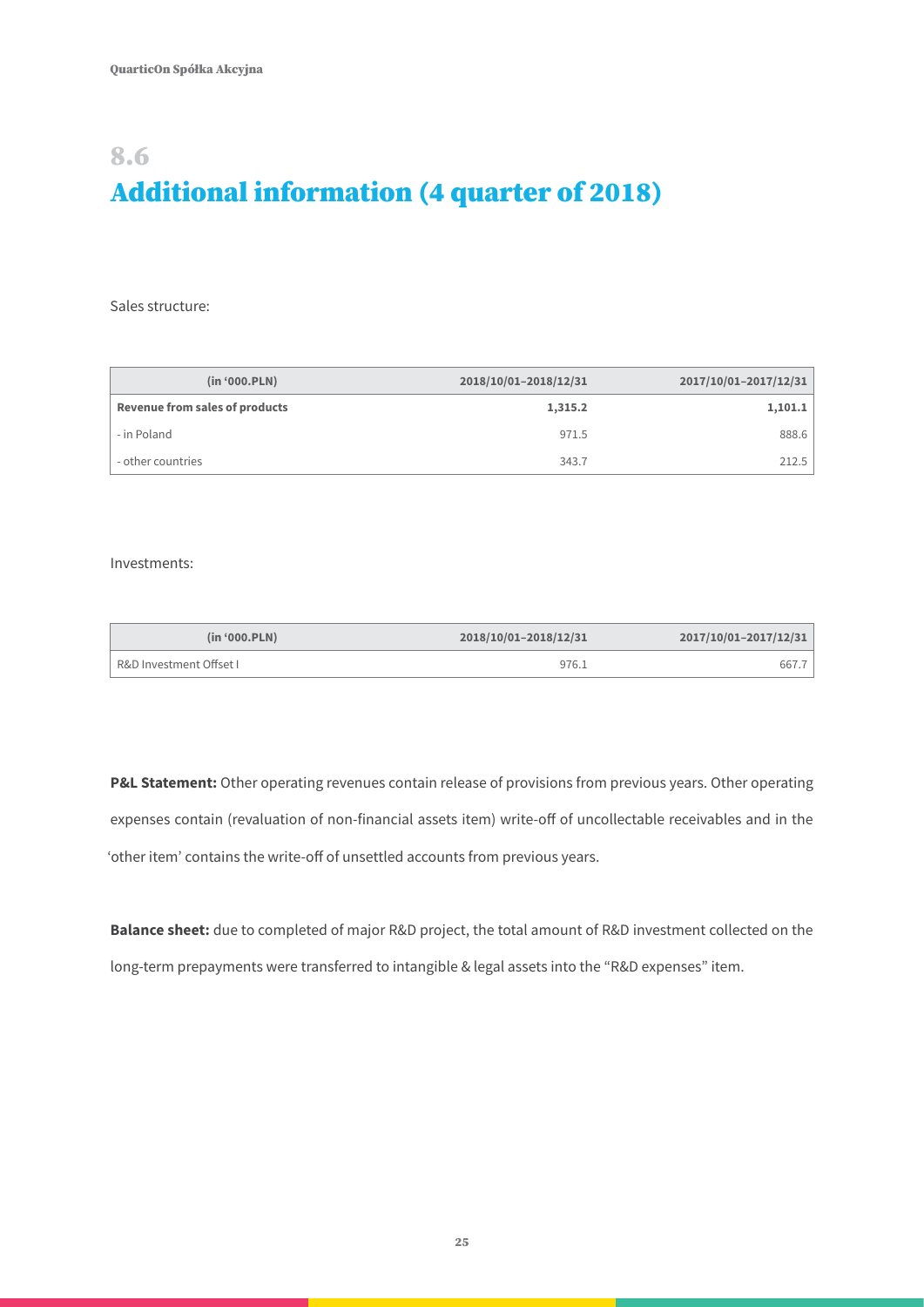## 8.6

# Additional information (4 quarter of 2018)

Sales structure:

| (in '000.PLN) | 2018/10/01–2018/12/31 | 2017/10/01–2017/12/31 |
|---|---|---|
| **Revenue from sales of products** | **1,315.2** | **1,101.1** |
| - in Poland | 971.5 | 888.6 |
| - other countries | 343.7 | 212.5 |

Investments:

| (in '000.PLN) | 2018/10/01–2018/12/31 | 2017/10/01–2017/12/31 |
|---|---|---|
| R&D Investment Offset I | 976.1 | 667.7 |

**P&L Statement:** Other operating revenues contain release of provisions from previous years. Other operating expenses contain (revaluation of non-financial assets item) write-off of uncollectable receivables and in the 'other item' contains the write-off of unsettled accounts from previous years.

**Balance sheet:** due to completed of major R&D project, the total amount of R&D investment collected on the long-term prepayments were transferred to intangible & legal assets into the "R&D expenses" item.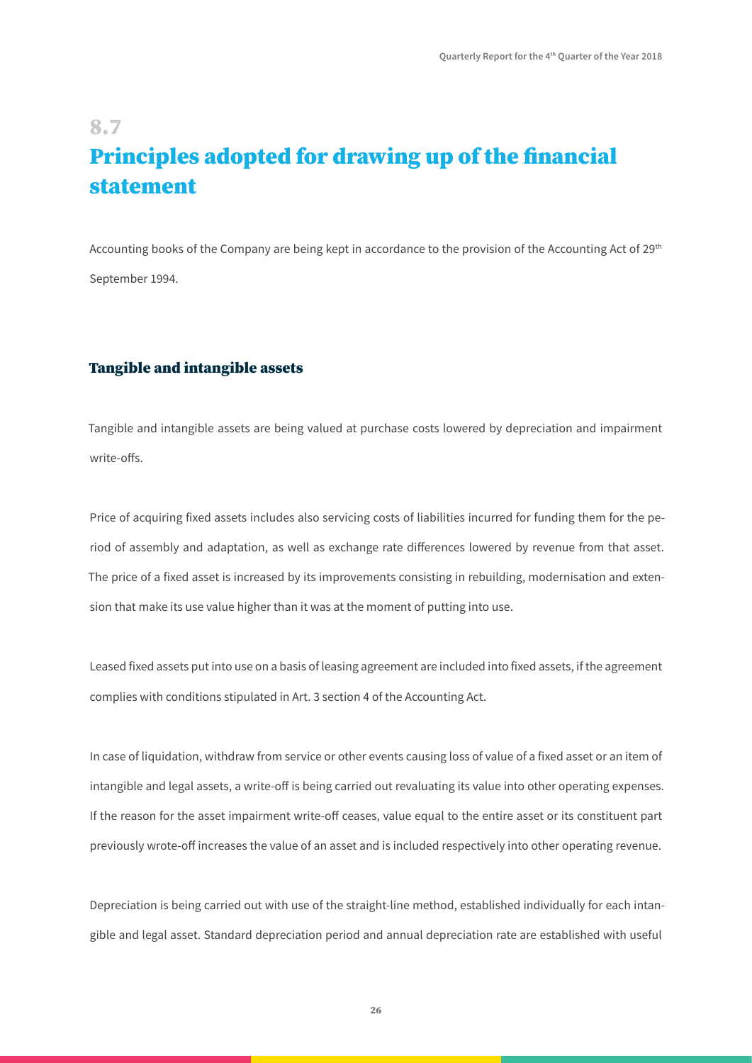# 8.7

# Principles adopted for drawing up of the financial statement

Accounting books of the Company are being kept in accordance to the provision of the Accounting Act of 29th September 1994.

## Tangible and intangible assets

Tangible and intangible assets are being valued at purchase costs lowered by depreciation and impairment write-offs.

Price of acquiring fixed assets includes also servicing costs of liabilities incurred for funding them for the period of assembly and adaptation, as well as exchange rate differences lowered by revenue from that asset. The price of a fixed asset is increased by its improvements consisting in rebuilding, modernisation and extension that make its use value higher than it was at the moment of putting into use.

Leased fixed assets put into use on a basis of leasing agreement are included into fixed assets, if the agreement complies with conditions stipulated in Art. 3 section 4 of the Accounting Act.

In case of liquidation, withdraw from service or other events causing loss of value of a fixed asset or an item of intangible and legal assets, a write-off is being carried out revaluating its value into other operating expenses. If the reason for the asset impairment write-off ceases, value equal to the entire asset or its constituent part previously wrote-off increases the value of an asset and is included respectively into other operating revenue.

Depreciation is being carried out with use of the straight-line method, established individually for each intangible and legal asset. Standard depreciation period and annual depreciation rate are established with useful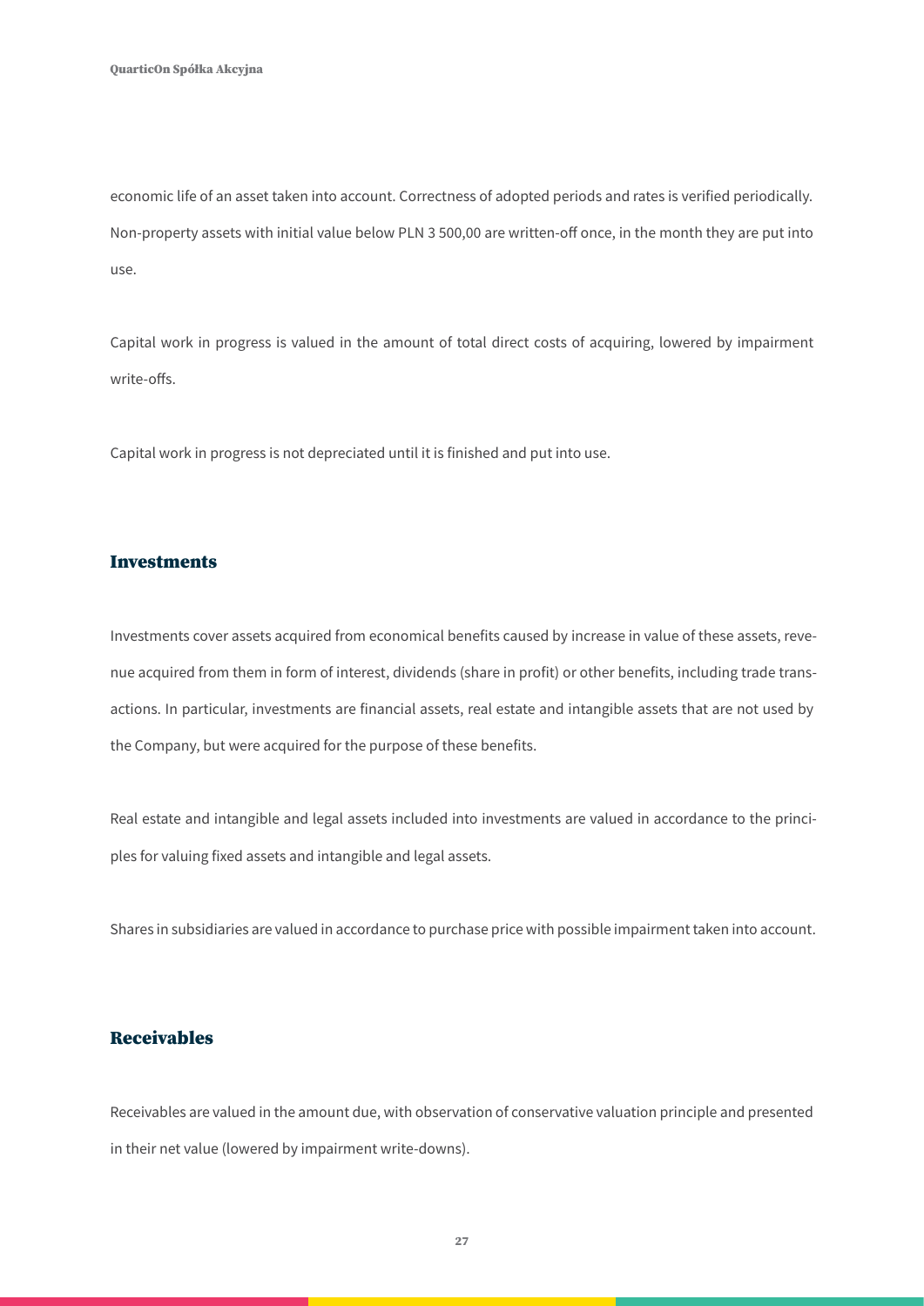economic life of an asset taken into account. Correctness of adopted periods and rates is verified periodically. Non-property assets with initial value below PLN 3 500,00 are written-off once, in the month they are put into use.

Capital work in progress is valued in the amount of total direct costs of acquiring, lowered by impairment write-offs.

Capital work in progress is not depreciated until it is finished and put into use.

## Investments

Investments cover assets acquired from economical benefits caused by increase in value of these assets, revenue acquired from them in form of interest, dividends (share in profit) or other benefits, including trade transactions. In particular, investments are financial assets, real estate and intangible assets that are not used by the Company, but were acquired for the purpose of these benefits.

Real estate and intangible and legal assets included into investments are valued in accordance to the principles for valuing fixed assets and intangible and legal assets.

Shares in subsidiaries are valued in accordance to purchase price with possible impairment taken into account.

## Receivables

Receivables are valued in the amount due, with observation of conservative valuation principle and presented in their net value (lowered by impairment write-downs).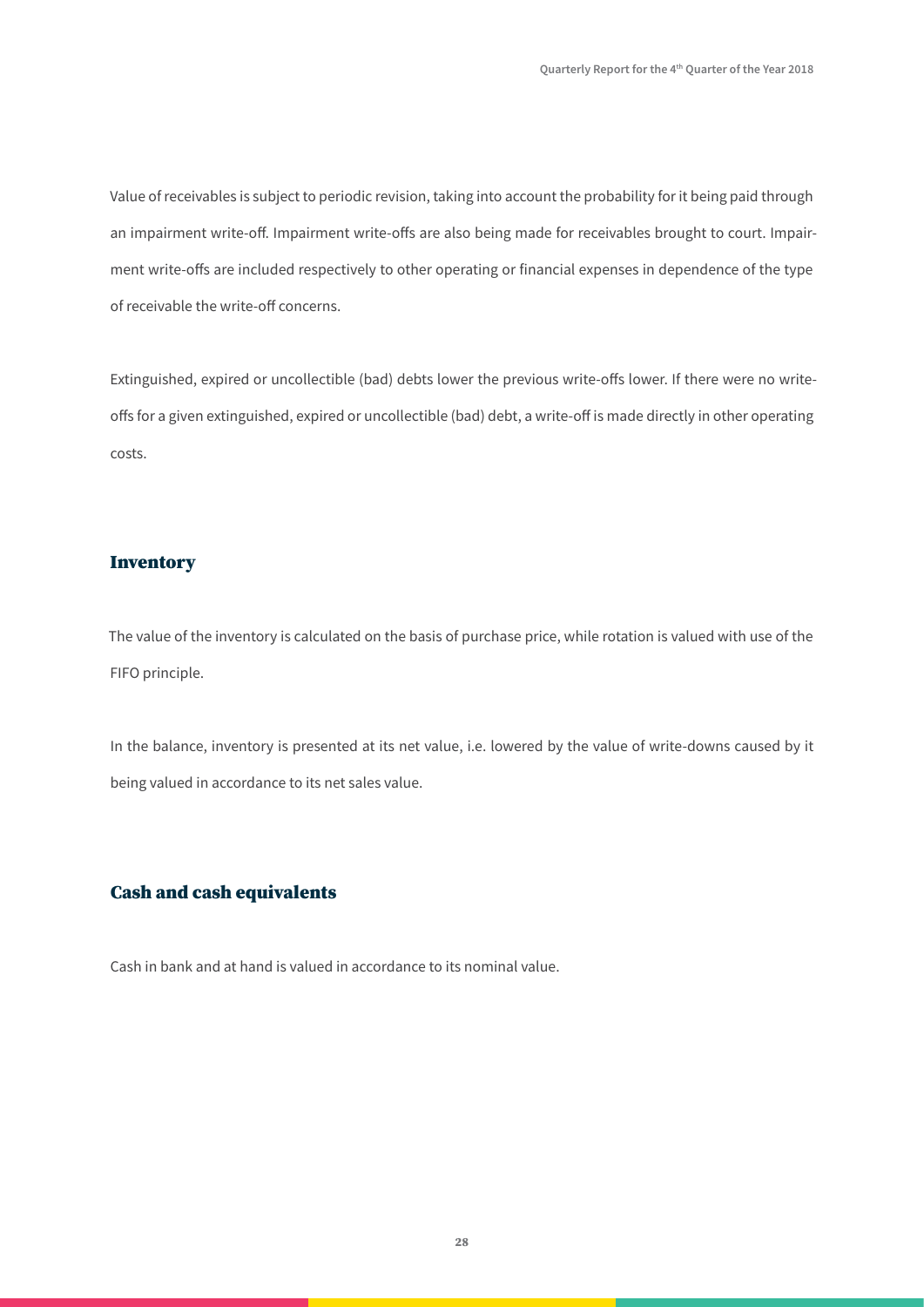Value of receivables is subject to periodic revision, taking into account the probability for it being paid through an impairment write-off. Impairment write-offs are also being made for receivables brought to court. Impairment write-offs are included respectively to other operating or financial expenses in dependence of the type of receivable the write-off concerns.

Extinguished, expired or uncollectible (bad) debts lower the previous write-offs lower. If there were no write-offs for a given extinguished, expired or uncollectible (bad) debt, a write-off is made directly in other operating costs.

## Inventory

The value of the inventory is calculated on the basis of purchase price, while rotation is valued with use of the FIFO principle.

In the balance, inventory is presented at its net value, i.e. lowered by the value of write-downs caused by it being valued in accordance to its net sales value.

## Cash and cash equivalents

Cash in bank and at hand is valued in accordance to its nominal value.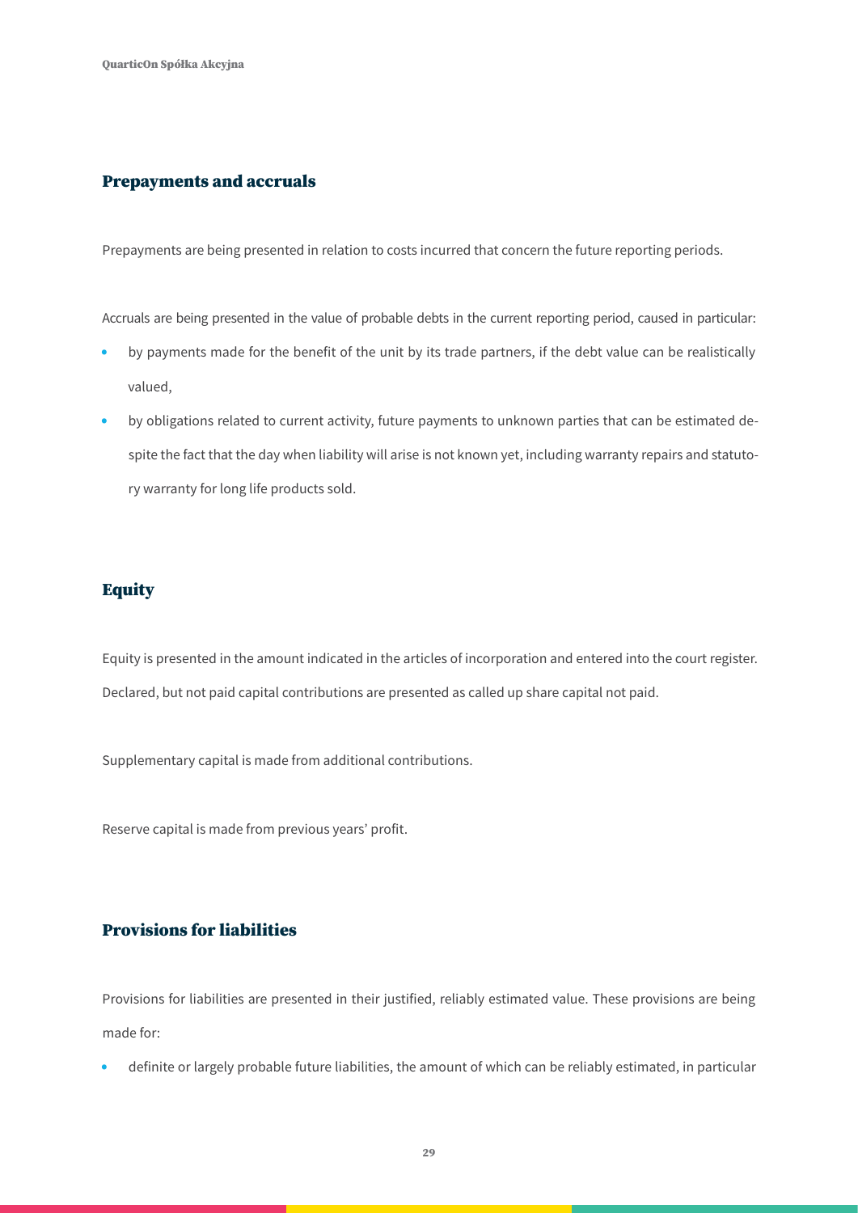## Prepayments and accruals

Prepayments are being presented in relation to costs incurred that concern the future reporting periods.

Accruals are being presented in the value of probable debts in the current reporting period, caused in particular:

- by payments made for the benefit of the unit by its trade partners, if the debt value can be realistically valued,
- by obligations related to current activity, future payments to unknown parties that can be estimated despite the fact that the day when liability will arise is not known yet, including warranty repairs and statutory warranty for long life products sold.

## Equity

Equity is presented in the amount indicated in the articles of incorporation and entered into the court register. Declared, but not paid capital contributions are presented as called up share capital not paid.

Supplementary capital is made from additional contributions.

Reserve capital is made from previous years' profit.

## Provisions for liabilities

Provisions for liabilities are presented in their justified, reliably estimated value. These provisions are being made for:

- definite or largely probable future liabilities, the amount of which can be reliably estimated, in particular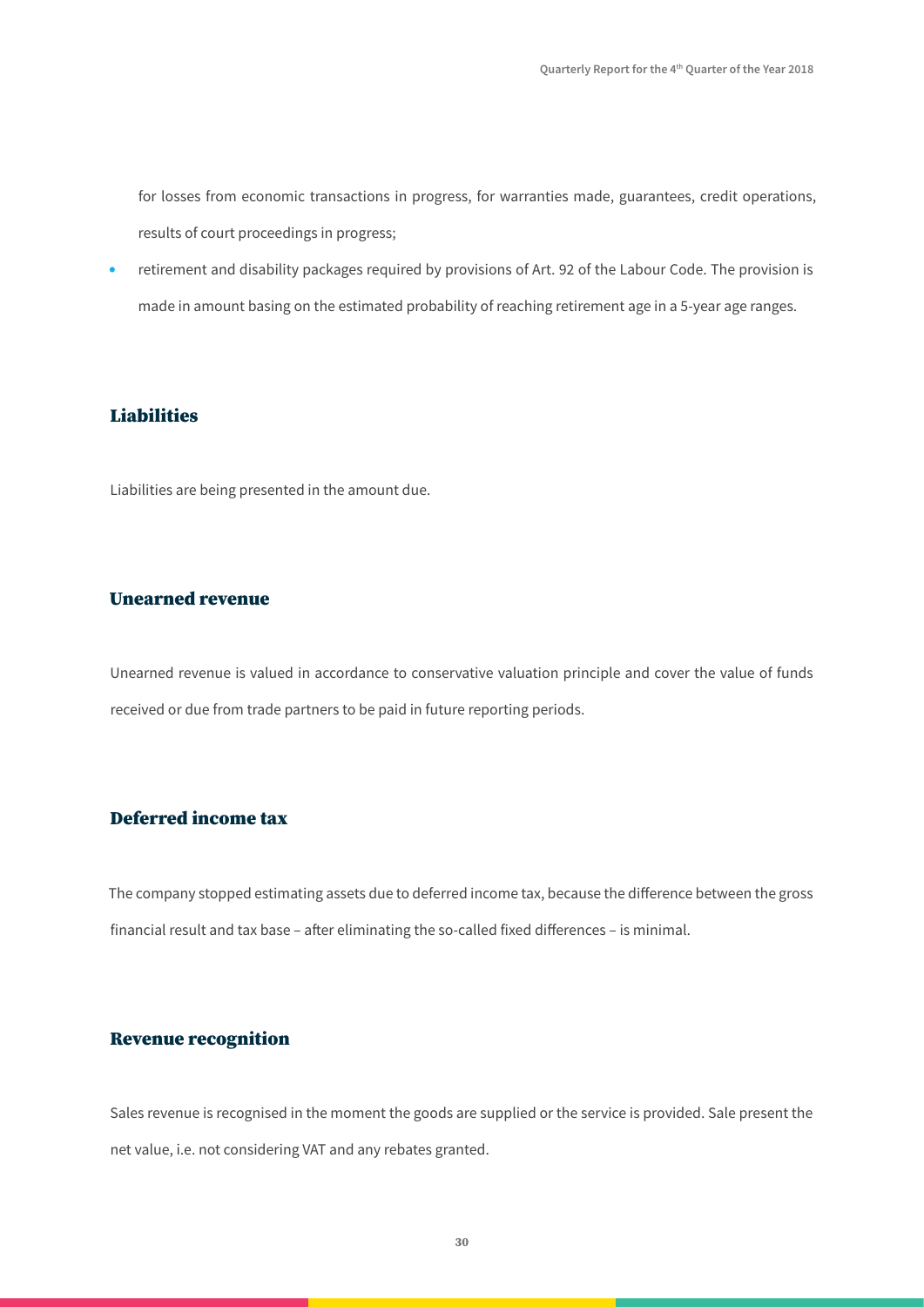for losses from economic transactions in progress, for warranties made, guarantees, credit operations, results of court proceedings in progress;

- retirement and disability packages required by provisions of Art. 92 of the Labour Code. The provision is made in amount basing on the estimated probability of reaching retirement age in a 5-year age ranges.

## Liabilities

Liabilities are being presented in the amount due.

## Unearned revenue

Unearned revenue is valued in accordance to conservative valuation principle and cover the value of funds received or due from trade partners to be paid in future reporting periods.

## Deferred income tax

The company stopped estimating assets due to deferred income tax, because the difference between the gross financial result and tax base – after eliminating the so-called fixed differences – is minimal.

## Revenue recognition

Sales revenue is recognised in the moment the goods are supplied or the service is provided. Sale present the net value, i.e. not considering VAT and any rebates granted.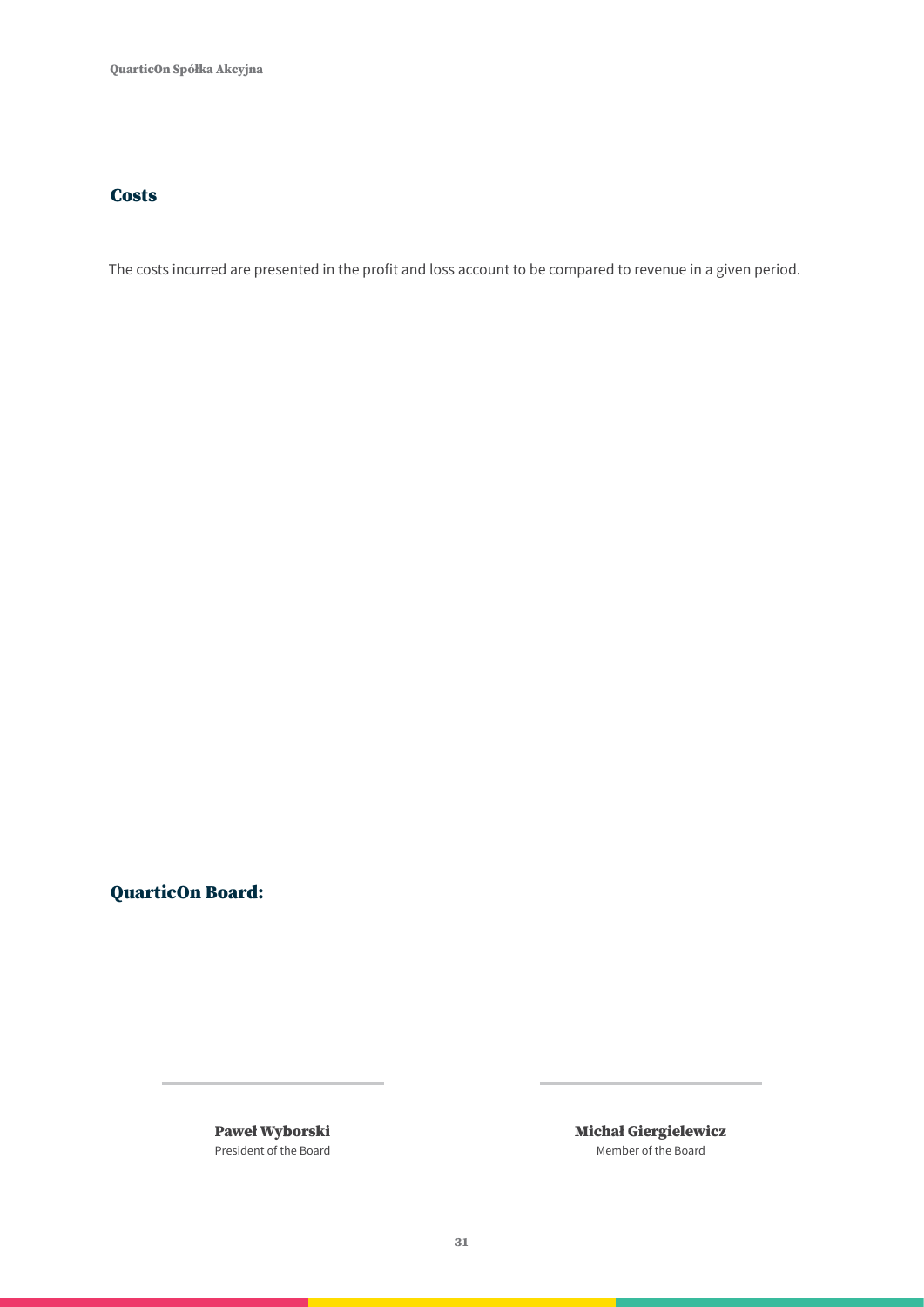## Costs

The costs incurred are presented in the profit and loss account to be compared to revenue in a given period.

## QuarticOn Board:

**Paweł Wyborski**
President of the Board

**Michał Giergielewicz**
Member of the Board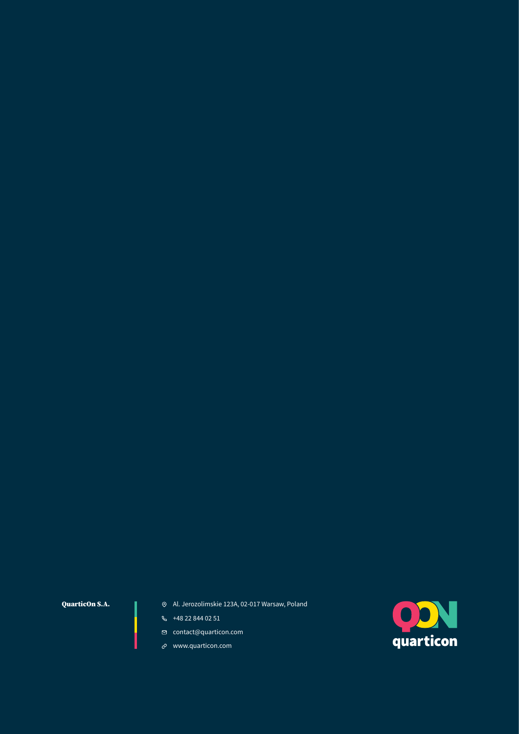**QuarticOn S.A.**

- Al. Jerozolimskie 123A, 02-017 Warsaw, Poland
- +48 22 844 02 51
- contact@quarticon.com
- www.quarticon.com

quarticon